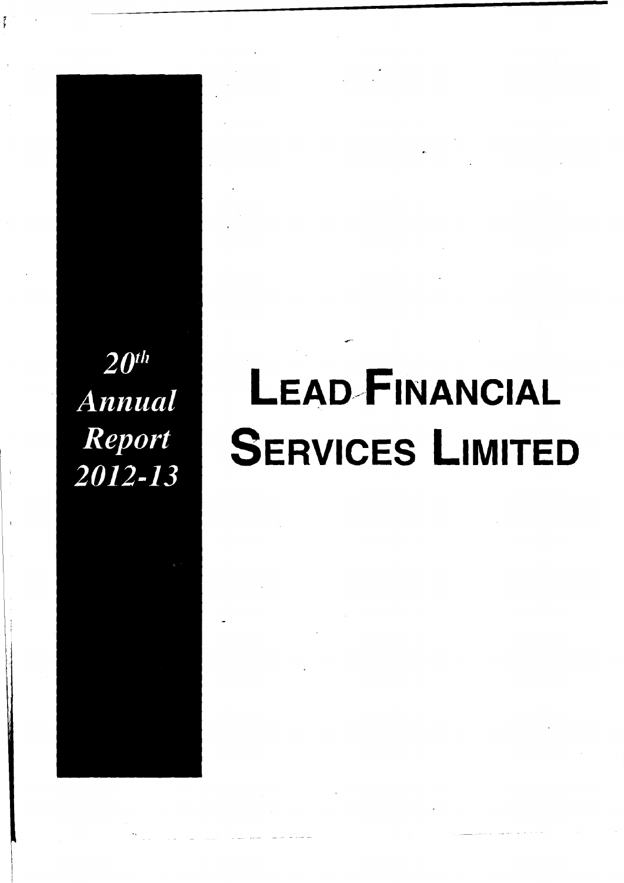*20th Annual Report 2012-13*

# LEAD FINANCIAL SERVICES LIMITED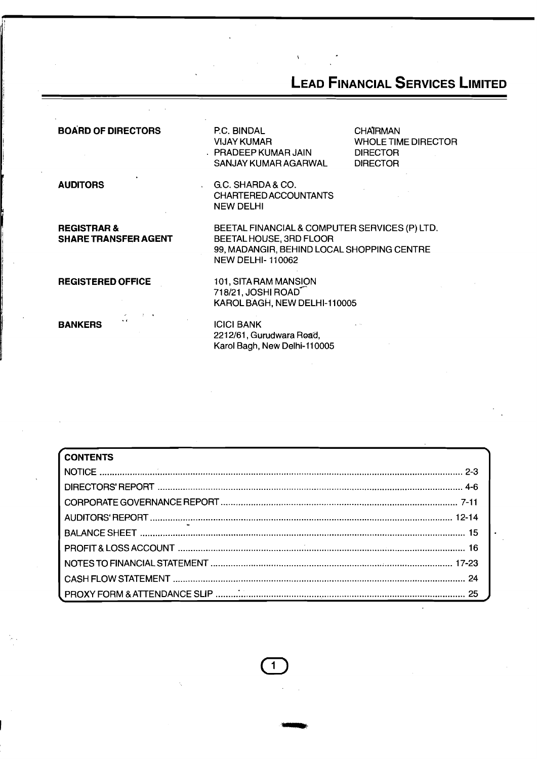# LEAD FINANCIAL SERVICES LIMITED

| | | |
|---|---|---|
| **BOARD OF DIRECTORS** | P.C. BINDAL | CHAIRMAN |
| | VIJAY KUMAR | WHOLE TIME DIRECTOR |
| | PRADEEP KUMAR JAIN | DIRECTOR |
| | SANJAY KUMAR AGARWAL | DIRECTOR |

**AUDITORS**

G.C. SHARDA & CO.
CHARTERED ACCOUNTANTS
NEW DELHI

**REGISTRAR & SHARE TRANSFER AGENT**

BEETAL FINANCIAL & COMPUTER SERVICES (P) LTD.
BEETAL HOUSE, 3RD FLOOR
99, MADANGIR, BEHIND LOCAL SHOPPING CENTRE
NEW DELHI- 110062

**REGISTERED OFFICE**

101, SITA RAM MANSION
718/21, JOSHI ROAD
KAROL BAGH, NEW DELHI-110005

**BANKERS**

ICICI BANK
2212/61, Gurudwara Road,
Karol Bagh, New Delhi-110005

## CONTENTS

| | |
|---|---|
| NOTICE | 2-3 |
| DIRECTORS' REPORT | 4-6 |
| CORPORATE GOVERNANCE REPORT | 7-11 |
| AUDITORS' REPORT | 12-14 |
| BALANCE SHEET | 15 |
| PROFIT & LOSS ACCOUNT | 16 |
| NOTES TO FINANCIAL STATEMENT | 17-23 |
| CASH FLOW STATEMENT | 24 |
| PROXY FORM & ATTENDANCE SLIP | 25 |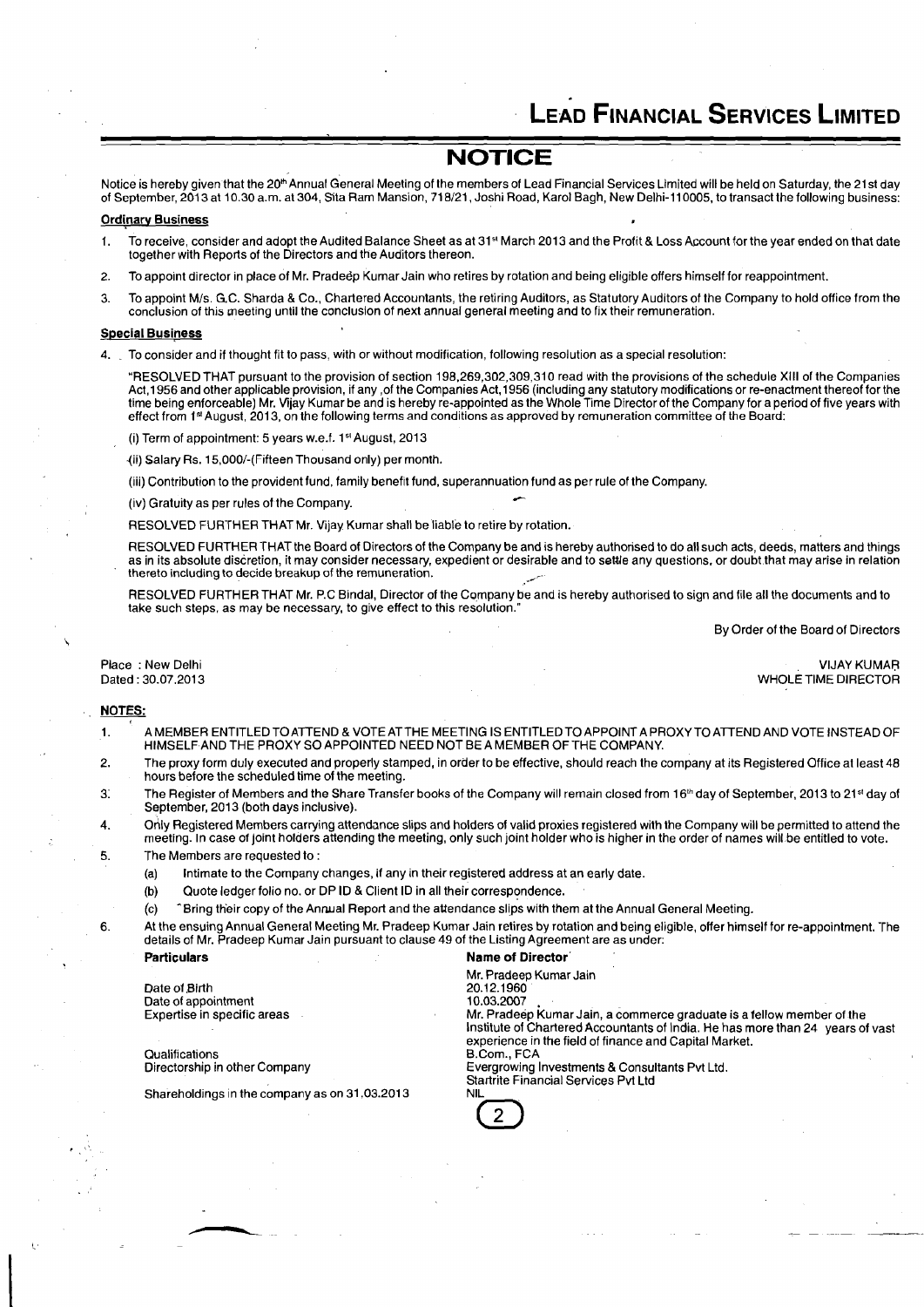# LEAD FINANCIAL SERVICES LIMITED

## NOTICE

Notice is hereby given that the 20th Annual General Meeting of the members of Lead Financial Services Limited will be held on Saturday, the 21st day of September, 2013 at 10.30 a.m. at 304, Sita Ram Mansion, 718/21, Joshi Road, Karol Bagh, New Delhi-110005, to transact the following business:

### Ordinary Business

1. To receive, consider and adopt the Audited Balance Sheet as at 31st March 2013 and the Profit & Loss Account for the year ended on that date together with Reports of the Directors and the Auditors thereon.
2. To appoint director in place of Mr. Pradeep Kumar Jain who retires by rotation and being eligible offers himself for reappointment.
3. To appoint M/s. G.C. Sharda & Co., Chartered Accountants, the retiring Auditors, as Statutory Auditors of the Company to hold office from the conclusion of this meeting until the conclusion of next annual general meeting and to fix their remuneration.

### Special Business

4. To consider and if thought fit to pass, with or without modification, following resolution as a special resolution:

"RESOLVED THAT pursuant to the provision of section 198,269,302,309,310 read with the provisions of the schedule XIII of the Companies Act,1956 and other applicable provision, if any ,of the Companies Act,1956 (including any statutory modifications or re-enactment thereof for the time being enforceable) Mr. Vijay Kumar be and is hereby re-appointed as the Whole Time Director of the Company for a period of five years with effect from 1st August, 2013, on the following terms and conditions as approved by remuneration committee of the Board:

(i) Term of appointment: 5 years w.e.f. 1st August, 2013

(ii) Salary Rs. 15,000/-(Fifteen Thousand only) per month.

(iii) Contribution to the provident fund, family benefit fund, superannuation fund as per rule of the Company.

(iv) Gratuity as per rules of the Company.

RESOLVED FURTHER THAT Mr. Vijay Kumar shall be liable to retire by rotation.

RESOLVED FURTHER THAT the Board of Directors of the Company be and is hereby authorised to do all such acts, deeds, matters and things as in its absolute discretion, it may consider necessary, expedient or desirable and to settle any questions, or doubt that may arise in relation thereto including to decide breakup of the remuneration.

RESOLVED FURTHER THAT Mr. P.C Bindal, Director of the Company be and is hereby authorised to sign and file all the documents and to take such steps, as may be necessary, to give effect to this resolution."

By Order of the Board of Directors

Place : New Delhi
Dated : 30.07.2013

VIJAY KUMAR
WHOLE TIME DIRECTOR

### NOTES:

1. A MEMBER ENTITLED TO ATTEND & VOTE AT THE MEETING IS ENTITLED TO APPOINT A PROXY TO ATTEND AND VOTE INSTEAD OF HIMSELF AND THE PROXY SO APPOINTED NEED NOT BE A MEMBER OF THE COMPANY.
2. The proxy form duly executed and properly stamped, in order to be effective, should reach the company at its Registered Office at least 48 hours before the scheduled time of the meeting.
3. The Register of Members and the Share Transfer books of the Company will remain closed from 16th day of September, 2013 to 21st day of September, 2013 (both days inclusive).
4. Only Registered Members carrying attendance slips and holders of valid proxies registered with the Company will be permitted to attend the meeting. In case of joint holders attending the meeting, only such joint holder who is higher in the order of names will be entitled to vote.
5. The Members are requested to :
   - (a) Intimate to the Company changes, if any in their registered address at an early date.
   - (b) Quote ledger folio no. or DP ID & Client ID in all their correspondence.
   - (c) Bring their copy of the Annual Report and the attendance slips with them at the Annual General Meeting.
6. At the ensuing Annual General Meeting Mr. Pradeep Kumar Jain retires by rotation and being eligible, offer himself for re-appointment. The details of Mr. Pradeep Kumar Jain pursuant to clause 49 of the Listing Agreement are as under:

| Particulars | Name of Director |
|---|---|
| | Mr. Pradeep Kumar Jain |
| Date of Birth | 20.12.1960 |
| Date of appointment | 10.03.2007 |
| Expertise in specific areas | Mr. Pradeep Kumar Jain, a commerce graduate is a fellow member of the Institute of Chartered Accountants of India. He has more than 24 years of vast experience in the field of finance and Capital Market. |
| Qualifications | B.Com., FCA |
| Directorship in other Company | Evergrowing Investments & Consultants Pvt Ltd. Startrite Financial Services Pvt Ltd |
| Shareholdings in the company as on 31.03.2013 | NIL |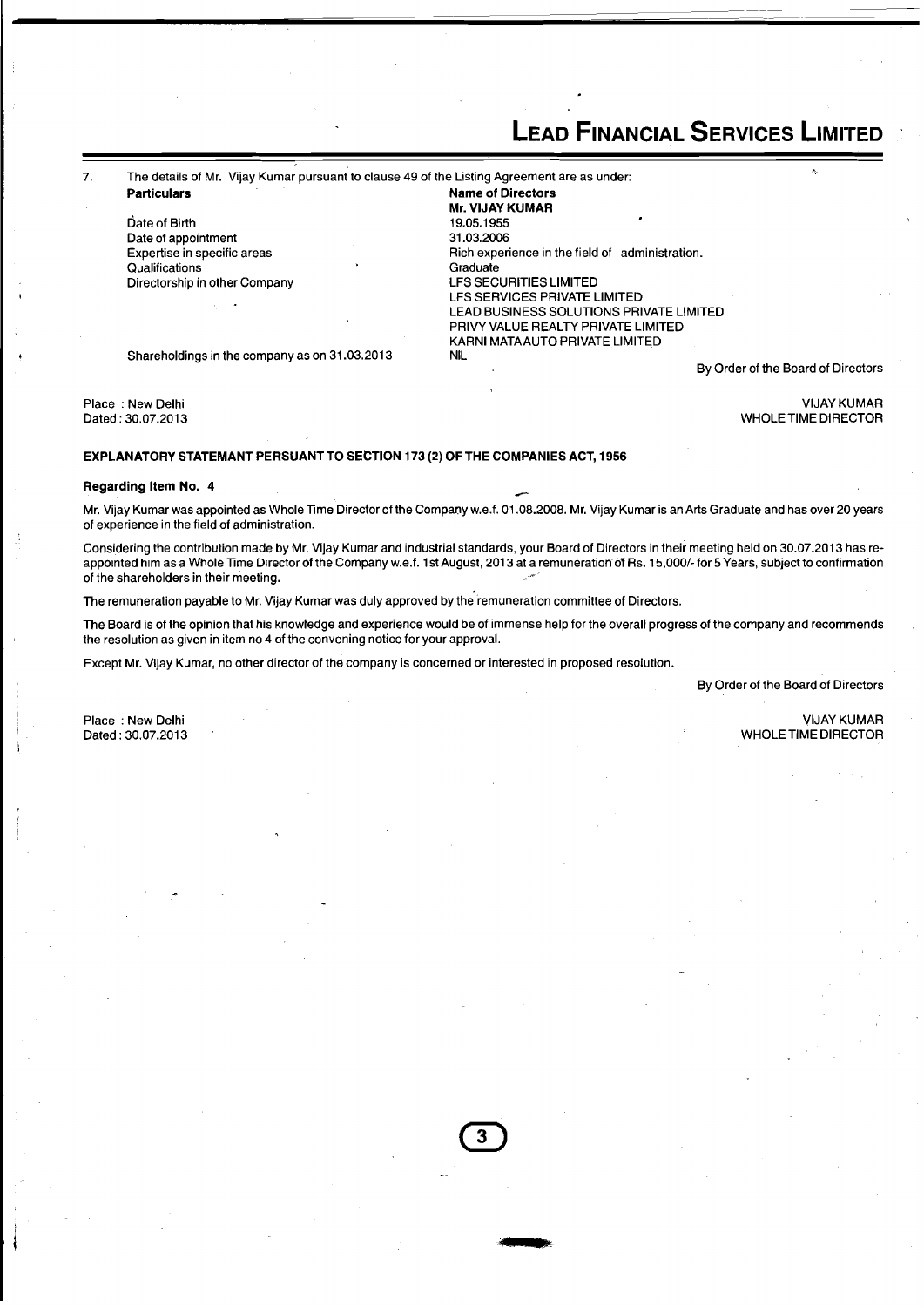7. The details of Mr. Vijay Kumar pursuant to clause 49 of the Listing Agreement are as under:

| Particulars | Name of Directors |
|---|---|
| | **Mr. VIJAY KUMAR** |
| Date of Birth | 19.05.1955 |
| Date of appointment | 31.03.2006 |
| Expertise in specific areas | Rich experience in the field of administration. |
| Qualifications | Graduate |
| Directorship in other Company | LFS SECURITIES LIMITED<br>LFS SERVICES PRIVATE LIMITED<br>LEAD BUSINESS SOLUTIONS PRIVATE LIMITED<br>PRIVY VALUE REALTY PRIVATE LIMITED<br>KARNI MATA AUTO PRIVATE LIMITED |
| Shareholdings in the company as on 31.03.2013 | NIL |

By Order of the Board of Directors

Place : New Delhi
Dated : 30.07.2013

VIJAY KUMAR
WHOLE TIME DIRECTOR

**EXPLANATORY STATEMANT PERSUANT TO SECTION 173 (2) OF THE COMPANIES ACT, 1956**

**Regarding Item No. 4**

Mr. Vijay Kumar was appointed as Whole Time Director of the Company w.e.f. 01.08.2008. Mr. Vijay Kumar is an Arts Graduate and has over 20 years of experience in the field of administration.

Considering the contribution made by Mr. Vijay Kumar and industrial standards, your Board of Directors in their meeting held on 30.07.2013 has re-appointed him as a Whole Time Director of the Company w.e.f. 1st August, 2013 at a remuneration of Rs. 15,000/- for 5 Years, subject to confirmation of the shareholders in their meeting.

The remuneration payable to Mr. Vijay Kumar was duly approved by the remuneration committee of Directors.

The Board is of the opinion that his knowledge and experience would be of immense help for the overall progress of the company and recommends the resolution as given in item no 4 of the convening notice for your approval.

Except Mr. Vijay Kumar, no other director of the company is concerned or interested in proposed resolution.

By Order of the Board of Directors

Place : New Delhi
Dated : 30.07.2013

VIJAY KUMAR
WHOLE TIME DIRECTOR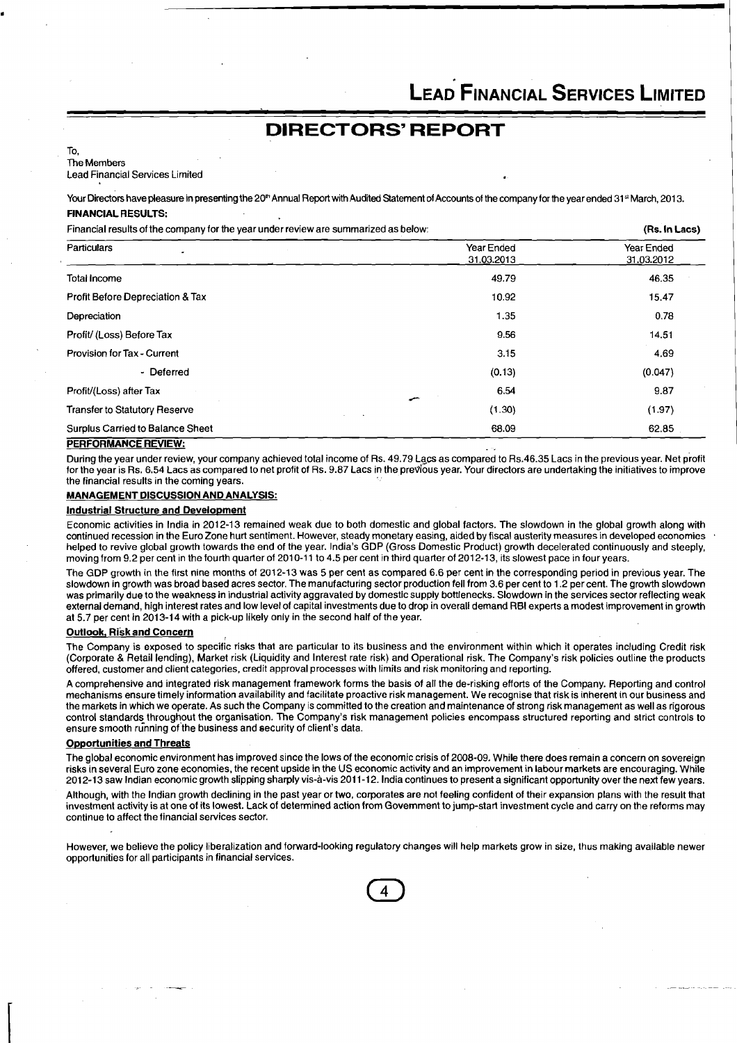# DIRECTORS' REPORT

To,
The Members
Lead Financial Services Limited

Your Directors have pleasure in presenting the 20th Annual Report with Audited Statement of Accounts of the company for the year ended 31st March, 2013.

**FINANCIAL RESULTS:**

Financial results of the company for the year under review are summarized as below: **(Rs. In Lacs)**

| Particulars | Year Ended 31.03.2013 | Year Ended 31.03.2012 |
|---|---|---|
| Total Income | 49.79 | 46.35 |
| Profit Before Depreciation & Tax | 10.92 | 15.47 |
| Depreciation | 1.35 | 0.78 |
| Profit/ (Loss) Before Tax | 9.56 | 14.51 |
| Provision for Tax - Current | 3.15 | 4.69 |
| - Deferred | (0.13) | (0.047) |
| Profit/(Loss) after Tax | 6.54 | 9.87 |
| Transfer to Statutory Reserve | (1.30) | (1.97) |
| Surplus Carried to Balance Sheet | 68.09 | 62.85 |

**PERFORMANCE REVIEW:**

During the year under review, your company achieved total income of Rs. 49.79 Lacs as compared to Rs.46.35 Lacs in the previous year. Net profit for the year is Rs. 6.54 Lacs as compared to net profit of Rs. 9.87 Lacs in the previous year. Your directors are undertaking the initiatives to improve the financial results in the coming years.

**MANAGEMENT DISCUSSION AND ANALYSIS:**

**Industrial Structure and Development**

Economic activities in India in 2012-13 remained weak due to both domestic and global factors. The slowdown in the global growth along with continued recession in the Euro Zone hurt sentiment. However, steady monetary easing, aided by fiscal austerity measures in developed economies helped to revive global growth towards the end of the year. India's GDP (Gross Domestic Product) growth decelerated continuously and steeply, moving from 9.2 per cent in the fourth quarter of 2010-11 to 4.5 per cent in third quarter of 2012-13, its slowest pace in four years.

The GDP growth in the first nine months of 2012-13 was 5 per cent as compared 6.6 per cent in the corresponding period in previous year. The slowdown in growth was broad based acres sector. The manufacturing sector production fell from 3.6 per cent to 1.2 per cent. The growth slowdown was primarily due to the weakness in industrial activity aggravated by domestic supply bottlenecks. Slowdown in the services sector reflecting weak external demand, high interest rates and low level of capital investments due to drop in overall demand RBI experts a modest improvement in growth at 5.7 per cent in 2013-14 with a pick-up likely only in the second half of the year.

**Outlook, Risk and Concern**

The Company is exposed to specific risks that are particular to its business and the environment within which it operates including Credit risk (Corporate & Retail lending), Market risk (Liquidity and Interest rate risk) and Operational risk. The Company's risk policies outline the products offered, customer and client categories, credit approval processes with limits and risk monitoring and reporting.

A comprehensive and integrated risk management framework forms the basis of all the de-risking efforts of the Company. Reporting and control mechanisms ensure timely information availability and facilitate proactive risk management. We recognise that risk is inherent in our business and the markets in which we operate. As such the Company is committed to the creation and maintenance of strong risk management as well as rigorous control standards throughout the organisation. The Company's risk management policies encompass structured reporting and strict controls to ensure smooth running of the business and security of client's data.

**Opportunities and Threats**

The global economic environment has improved since the lows of the economic crisis of 2008-09. While there does remain a concern on sovereign risks in several Euro zone economies, the recent upside in the US economic activity and an improvement in labour markets are encouraging. While 2012-13 saw Indian economic growth slipping sharply vis-à-vis 2011-12. India continues to present a significant opportunity over the next few years.

Although, with the Indian growth declining in the past year or two, corporates are not feeling confident of their expansion plans with the result that investment activity is at one of its lowest. Lack of determined action from Government to jump-start investment cycle and carry on the reforms may continue to affect the financial services sector.

However, we believe the policy liberalization and forward-looking regulatory changes will help markets grow in size, thus making available newer opportunities for all participants in financial services.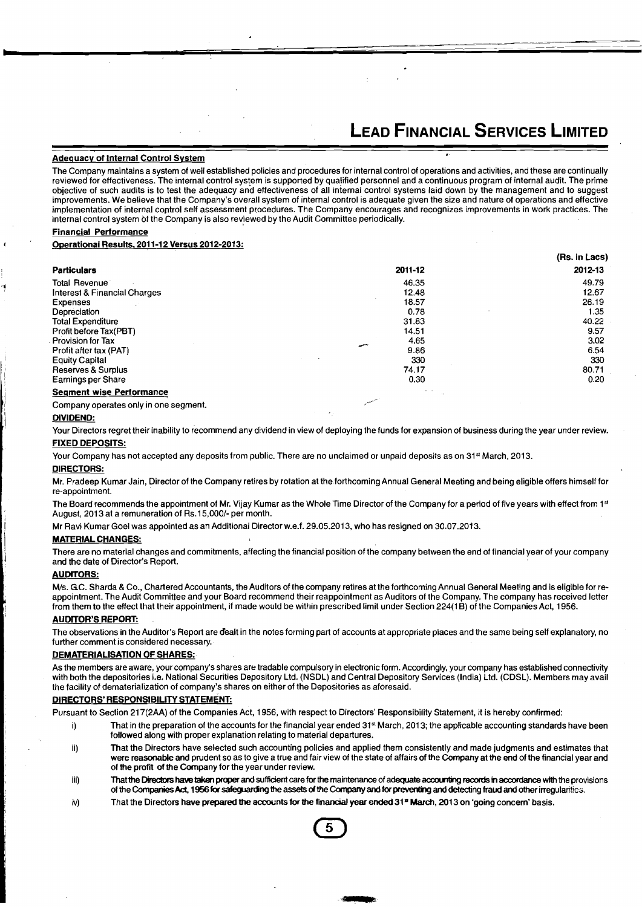### Adequacy of Internal Control System

The Company maintains a system of well established policies and procedures for internal control of operations and activities, and these are continually reviewed for effectiveness. The internal control system is supported by qualified personnel and a continuous program of internal audit. The prime objective of such audits is to test the adequacy and effectiveness of all internal control systems laid down by the management and to suggest improvements. We believe that the Company's overall system of internal control is adequate given the size and nature of operations and effective implementation of internal control self assessment procedures. The Company encourages and recognizes improvements in work practices. The internal control system of the Company is also reviewed by the Audit Committee periodically.

### Financial Performance

**Operational Results, 2011-12 Versus 2012-2013:**

(Rs. in Lacs)

| Particulars | 2011-12 | 2012-13 |
|---|---|---|
| Total Revenue | 46.35 | 49.79 |
| Interest & Financial Charges | 12.48 | 12.67 |
| Expenses | 18.57 | 26.19 |
| Depreciation | 0.78 | 1.35 |
| Total Expenditure | 31.83 | 40.22 |
| Profit before Tax(PBT) | 14.51 | 9.57 |
| Provision for Tax | 4.65 | 3.02 |
| Profit after tax (PAT) | 9.86 | 6.54 |
| Equity Capital | 330 | 330 |
| Reserves & Surplus | 74.17 | 80.71 |
| Earnings per Share | 0.30 | 0.20 |

### Segment wise Performance

Company operates only in one segment.

### DIVIDEND:

Your Directors regret their inability to recommend any dividend in view of deploying the funds for expansion of business during the year under review.

### FIXED DEPOSITS:

Your Company has not accepted any deposits from public. There are no unclaimed or unpaid deposits as on 31st March, 2013.

### DIRECTORS:

Mr. Pradeep Kumar Jain, Director of the Company retires by rotation at the forthcoming Annual General Meeting and being eligible offers himself for re-appointment.

The Board recommends the appointment of Mr. Vijay Kumar as the Whole Time Director of the Company for a period of five years with effect from 1st August, 2013 at a remuneration of Rs.15,000/- per month.

Mr Ravi Kumar Goel was appointed as an Additional Director w.e.f. 29.05.2013, who has resigned on 30.07.2013.

### MATERIAL CHANGES:

There are no material changes and commitments, affecting the financial position of the company between the end of financial year of your company and the date of Director's Report.

### AUDITORS:

M/s. G.C. Sharda & Co., Chartered Accountants, the Auditors of the company retires at the forthcoming Annual General Meeting and is eligible for re-appointment. The Audit Committee and your Board recommend their reappointment as Auditors of the Company. The company has received letter from them to the effect that their appointment, if made would be within prescribed limit under Section 224(1B) of the Companies Act, 1956.

### AUDITOR'S REPORT:

The observations in the Auditor's Report are dealt in the notes forming part of accounts at appropriate places and the same being self explanatory, no further comment is considered necessary.

### DEMATERIALISATION OF SHARES:

As the members are aware, your company's shares are tradable compulsory in electronic form. Accordingly, your company has established connectivity with both the depositories i.e. National Securities Depository Ltd. (NSDL) and Central Depository Services (India) Ltd. (CDSL). Members may avail the facility of dematerialization of company's shares on either of the Depositories as aforesaid.

### DIRECTORS' RESPONSIBILITY STATEMENT:

Pursuant to Section 217(2AA) of the Companies Act, 1956, with respect to Directors' Responsibility Statement, it is hereby confirmed:

i) That in the preparation of the accounts for the financial year ended 31st March, 2013; the applicable accounting standards have been followed along with proper explanation relating to material departures.

ii) That the Directors have selected such accounting policies and applied them consistently and made judgments and estimates that were reasonable and prudent so as to give a true and fair view of the state of affairs of the Company at the end of the financial year and of the profit of the Company for the year under review.

iii) That the Directors have taken proper and sufficient care for the maintenance of adequate accounting records in accordance with the provisions of the Companies Act, 1956 for safeguarding the assets of the Company and for preventing and detecting fraud and other irregularities.

iv) That the Directors have prepared the accounts for the financial year ended 31st March, 2013 on 'going concern' basis.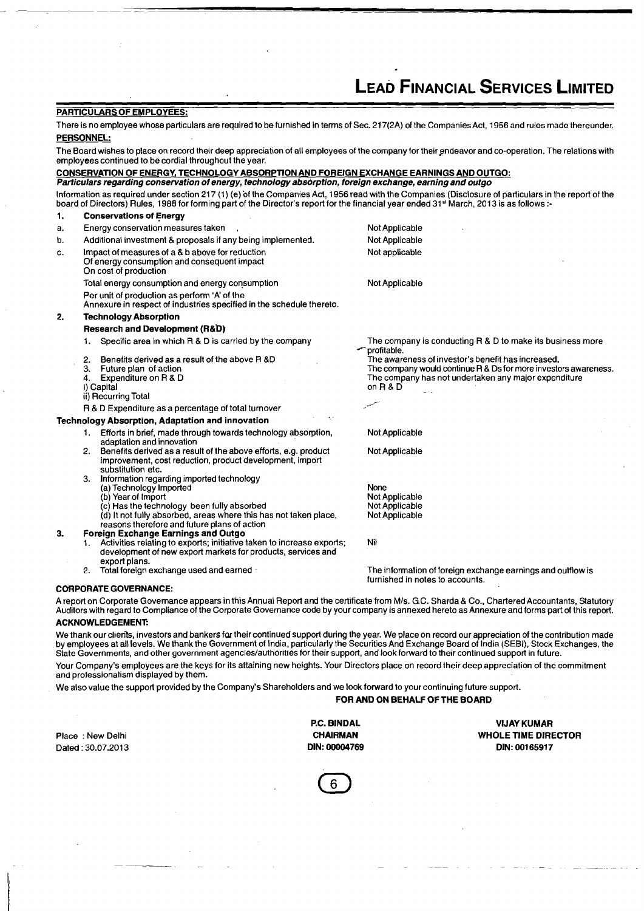## PARTICULARS OF EMPLOYEES:

There is no employee whose particulars are required to be furnished in terms of Sec. 217(2A) of the Companies Act, 1956 and rules made thereunder.

## PERSONNEL:

The Board wishes to place on record their deep appreciation of all employees of the company for their endeavor and co-operation. The relations with employees continued to be cordial throughout the year.

## CONSERVATION OF ENERGY, TECHNOLOGY ABSORPTION AND FOREIGN EXCHANGE EARNINGS AND OUTGO:

***Particulars regarding conservation of energy, technology absorption, foreign exchange, earning and outgo***

Information as required under section 217 (1) (e) of the Companies Act, 1956 read with the Companies (Disclosure of particulars in the report of the board of Directors) Rules, 1988 for forming part of the Director's report for the financial year ended 31st March, 2013 is as follows :-

**1. Conservations of Energy**

| | | |
|---|---|---|
| a. | Energy conservation measures taken | Not Applicable |
| b. | Additional investment & proposals if any being implemented. | Not Applicable |
| c. | Impact of measures of a & b above for reduction Of energy consumption and consequent impact On cost of production | Not applicable |
| | Total energy consumption and energy consumption Per unit of production as perform 'A' of the Annexure in respect of industries specified in the schedule thereto. | Not Applicable |

**2. Technology Absorption**

**Research and Development (R&D)**

| | |
|---|---|
| 1. Specific area in which R & D is carried by the company | The company is conducting R & D to make its business more profitable. |
| 2. Benefits derived as a result of the above R &D | The awareness of investor's benefit has increased. |
| 3. Future plan of action | The company would continue R & Ds for more investors awareness. |
| 4. Expenditure on R & D<br>i) Capital<br>ii) Recurring Total | The company has not undertaken any major expenditure on R & D |
| R & D Expenditure as a percentage of total turnover | |

**Technology Absorption, Adaptation and innovation**

| | |
|---|---|
| 1. Efforts in brief, made through towards technology absorption, adaptation and innovation | Not Applicable |
| 2. Benefits derived as a result of the above efforts, e.g. product improvement, cost reduction, product development, import substitution etc. | Not Applicable |
| 3. Information regarding imported technology | |
| (a) Technology Imported | None |
| (b) Year of Import | Not Applicable |
| (c) Has the technology been fully absorbed | Not Applicable |
| (d) It not fully absorbed, areas where this has not taken place, reasons therefore and future plans of action | Not Applicable |

**3. Foreign Exchange Earnings and Outgo**

| | |
|---|---|
| 1. Activities relating to exports; initiative taken to increase exports; development of new export markets for products, services and export plans. | Nil |
| 2. Total foreign exchange used and earned | The information of foreign exchange earnings and outflow is furnished in notes to accounts. |

## CORPORATE GOVERNANCE:

A report on Corporate Governance appears in this Annual Report and the certificate from M/s. G.C. Sharda & Co., Chartered Accountants, Statutory Auditors with regard to Compliance of the Corporate Governance code by your company is annexed hereto as Annexure and forms part of this report.

## ACKNOWLEDGEMENT:

We thank our clients, investors and bankers for their continued support during the year. We place on record our appreciation of the contribution made by employees at all levels. We thank the Government of India, particularly the Securities And Exchange Board of India (SEBI), Stock Exchanges, the State Governments, and other government agencies/authorities for their support, and look forward to their continued support in future.

Your Company's employees are the keys for its attaining new heights. Your Directors place on record their deep appreciation of the commitment and professionalism displayed by them.

We also value the support provided by the Company's Shareholders and we look forward to your continuing future support.

**FOR AND ON BEHALF OF THE BOARD**

| | | |
|---|---|---|
| Place : New Delhi | **P.C. BINDAL** | **VIJAY KUMAR** |
| Dated : 30.07.2013 | **CHAIRMAN** | **WHOLE TIME DIRECTOR** |
| | **DIN: 00004769** | **DIN: 00165917** |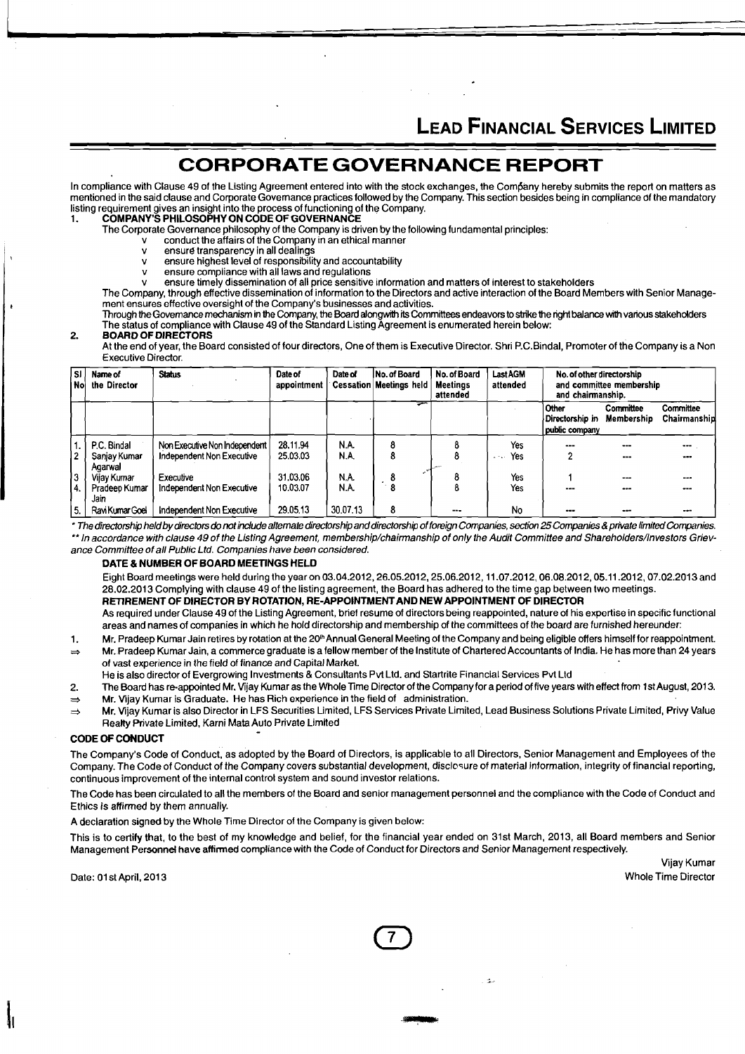# CORPORATE GOVERNANCE REPORT

In compliance with Clause 49 of the Listing Agreement entered into with the stock exchanges, the Company hereby submits the report on matters as mentioned in the said clause and Corporate Governance practices followed by the Company. This section besides being in compliance of the mandatory listing requirement gives an insight into the process of functioning of the Company.

## 1. COMPANY'S PHILOSOPHY ON CODE OF GOVERNANCE

The Corporate Governance philosophy of the Company is driven by the following fundamental principles:

- conduct the affairs of the Company in an ethical manner
- ensure transparency in all dealings
- ensure highest level of responsibility and accountability
- ensure compliance with all laws and regulations
- ensure timely dissemination of all price sensitive information and matters of interest to stakeholders

The Company, through effective dissemination of information to the Directors and active interaction of the Board Members with Senior Management ensures effective oversight of the Company's businesses and activities.

Through the Governance mechanism in the Company, the Board alongwith its Committees endeavors to strike the right balance with various stakeholders

The status of compliance with Clause 49 of the Standard Listing Agreement is enumerated herein below:

## 2. BOARD OF DIRECTORS

At the end of year, the Board consisted of four directors, One of them is Executive Director. Shri P.C.Bindal, Promoter of the Company is a Non Executive Director.

| Sl No | Name of the Director | Status | Date of appointment | Date of Cessation | No. of Board Meetings held | No. of Board Meetings attended | Last AGM attended | No. of other directorship and committee membership and chairmanship. | | |
|---|---|---|---|---|---|---|---|---|---|---|
| | | | | | | | | Other Directorship in public company | Committee Membership | Committee Chairmanship |
| 1. | P.C. Bindal | Non Executive Non Independent | 28.11.94 | N.A. | 8 | 8 | Yes | --- | --- | --- |
| 2 | Sanjay Kumar Agarwal | Independent Non Executive | 25.03.03 | N.A. | 8 | 8 | Yes | 2 | --- | --- |
| 3 | Vijay Kumar | Executive | 31.03.06 | N.A. | 8 | 8 | Yes | 1 | --- | --- |
| 4. | Pradeep Kumar Jain | Independent Non Executive | 10.03.07 | N.A. | 8 | 8 | Yes | --- | --- | --- |
| 5. | Ravi Kumar Goel | Independent Non Executive | 29.05.13 | 30.07.13 | 8 | --- | No | --- | --- | --- |

*\* The directorship held by directors do not include alternate directorship and directorship of foreign Companies, section 25 Companies & private limited Companies.*

*\*\* In accordance with clause 49 of the Listing Agreement, membership/chairmanship of only the Audit Committee and Shareholders/Investors Grievance Committee of all Public Ltd. Companies have been considered.*

### DATE & NUMBER OF BOARD MEETINGS HELD

Eight Board meetings were held during the year on 03.04.2012, 26.05.2012, 25.06.2012, 11.07.2012, 06.08.2012, 05.11.2012, 07.02.2013 and 28.02.2013 Complying with clause 49 of the listing agreement, the Board has adhered to the time gap between two meetings.

### RETIREMENT OF DIRECTOR BY ROTATION, RE-APPOINTMENT AND NEW APPOINTMENT OF DIRECTOR

As required under Clause 49 of the Listing Agreement, brief resume of directors being reappointed, nature of his expertise in specific functional areas and names of companies in which he hold directorship and membership of the committees of the board are furnished hereunder:

1. Mr. Pradeep Kumar Jain retires by rotation at the 20th Annual General Meeting of the Company and being eligible offers himself for reappointment.

⇒ Mr. Pradeep Kumar Jain, a commerce graduate is a fellow member of the Institute of Chartered Accountants of India. He has more than 24 years of vast experience in the field of finance and Capital Market.

He is also director of Evergrowing Investments & Consultants Pvt Ltd. and Startrite Financial Services Pvt Ltd

2. The Board has re-appointed Mr. Vijay Kumar as the Whole Time Director of the Company for a period of five years with effect from 1st August, 2013.

⇒ Mr. Vijay Kumar is Graduate. He has Rich experience in the field of administration.

⇒ Mr. Vijay Kumar is also Director in LFS Securities Limited, LFS Services Private Limited, Lead Business Solutions Private Limited, Privy Value Realty Private Limited, Karni Mata Auto Private Limited

### CODE OF CONDUCT

The Company's Code of Conduct, as adopted by the Board of Directors, is applicable to all Directors, Senior Management and Employees of the Company. The Code of Conduct of the Company covers substantial development, disclosure of material information, integrity of financial reporting, continuous improvement of the internal control system and sound investor relations.

The Code has been circulated to all the members of the Board and senior management personnel and the compliance with the Code of Conduct and Ethics is affirmed by them annually.

A declaration signed by the Whole Time Director of the Company is given below:

This is to certify that, to the best of my knowledge and belief, for the financial year ended on 31st March, 2013, all Board members and Senior Management Personnel have affirmed compliance with the Code of Conduct for Directors and Senior Management respectively.

Date: 01st April, 2013

Vijay Kumar
Whole Time Director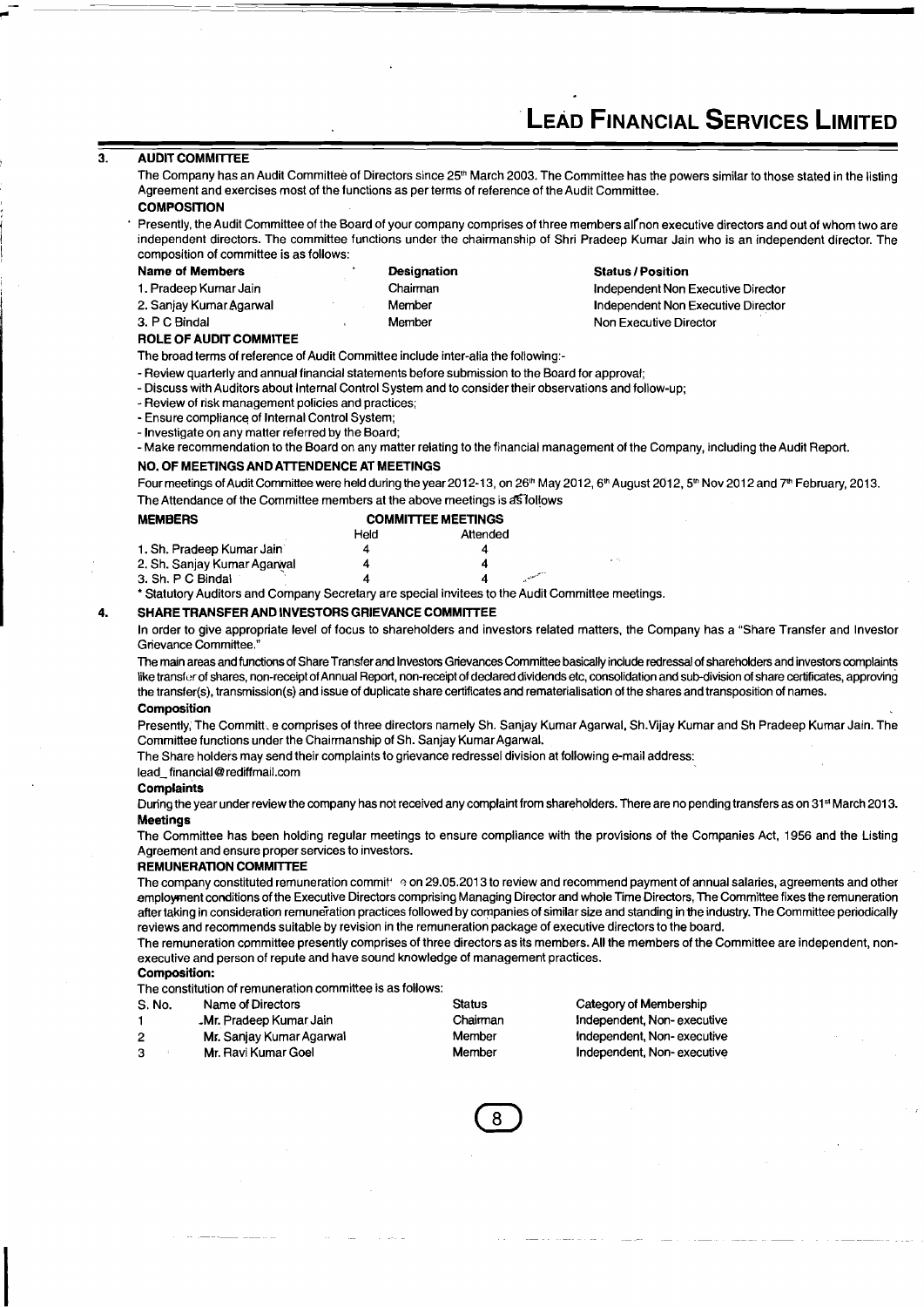## 3. AUDIT COMMITTEE

The Company has an Audit Committee of Directors since 25th March 2003. The Committee has the powers similar to those stated in the listing Agreement and exercises most of the functions as per terms of reference of the Audit Committee.

### COMPOSITION

Presently, the Audit Committee of the Board of your company comprises of three members all non executive directors and out of whom two are independent directors. The committee functions under the chairmanship of Shri Pradeep Kumar Jain who is an independent director. The composition of committee is as follows:

| Name of Members | Designation | Status / Position |
|---|---|---|
| 1. Pradeep Kumar Jain | Chairman | Independent Non Executive Director |
| 2. Sanjay Kumar Agarwal | Member | Independent Non Executive Director |
| 3. P C Bindal | Member | Non Executive Director |

### ROLE OF AUDIT COMMITEE

The broad terms of reference of Audit Committee include inter-alia the following:-

- Review quarterly and annual financial statements before submission to the Board for approval;
- Discuss with Auditors about Internal Control System and to consider their observations and follow-up;
- Review of risk management policies and practices;
- Ensure compliance of Internal Control System;
- Investigate on any matter referred by the Board;
- Make recommendation to the Board on any matter relating to the financial management of the Company, including the Audit Report.

### NO. OF MEETINGS AND ATTENDENCE AT MEETINGS

Four meetings of Audit Committee were held during the year 2012-13, on 26th May 2012, 6th August 2012, 5th Nov 2012 and 7th February, 2013. The Attendance of the Committee members at the above meetings is as follows

| MEMBERS | COMMITTEE MEETINGS | |
|---|---|---|
| | Held | Attended |
| 1. Sh. Pradeep Kumar Jain | 4 | 4 |
| 2. Sh. Sanjay Kumar Agarwal | 4 | 4 |
| 3. Sh. P C Bindal | 4 | 4 |

* Statutory Auditors and Company Secretary are special invitees to the Audit Committee meetings.

## 4. SHARE TRANSFER AND INVESTORS GRIEVANCE COMMITTEE

In order to give appropriate level of focus to shareholders and investors related matters, the Company has a "Share Transfer and Investor Grievance Committee."

The main areas and functions of Share Transfer and Investors Grievances Committee basically include redressal of shareholders and investors complaints like transfer of shares, non-receipt of Annual Report, non-receipt of declared dividends etc, consolidation and sub-division of share certificates, approving the transfer(s), transmission(s) and issue of duplicate share certificates and rematerialisation of the shares and transposition of names.

### Composition

Presently, The Committee comprises of three directors namely Sh. Sanjay Kumar Agarwal, Sh.Vijay Kumar and Sh Pradeep Kumar Jain. The Committee functions under the Chairmanship of Sh. Sanjay Kumar Agarwal.

The Share holders may send their complaints to grievance redressel division at following e-mail address:

lead_financial@rediffmail.com

### Complaints

During the year under review the company has not received any complaint from shareholders. There are no pending transfers as on 31st March 2013.

### Meetings

The Committee has been holding regular meetings to ensure compliance with the provisions of the Companies Act, 1956 and the Listing Agreement and ensure proper services to investors.

### REMUNERATION COMMITTEE

The company constituted remuneration committee on 29.05.2013 to review and recommend payment of annual salaries, agreements and other employment conditions of the Executive Directors comprising Managing Director and whole Time Directors, The Committee fixes the remuneration after taking in consideration remuneration practices followed by companies of similar size and standing in the industry. The Committee periodically reviews and recommends suitable by revision in the remuneration package of executive directors to the board.

The remuneration committee presently comprises of three directors as its members. All the members of the Committee are independent, non-executive and person of repute and have sound knowledge of management practices.

### Composition:

The constitution of remuneration committee is as follows:

| S. No. | Name of Directors | Status | Category of Membership |
|---|---|---|---|
| 1 | Mr. Pradeep Kumar Jain | Chairman | Independent, Non- executive |
| 2 | Mr. Sanjay Kumar Agarwal | Member | Independent, Non- executive |
| 3 | Mr. Ravi Kumar Goel | Member | Independent, Non- executive |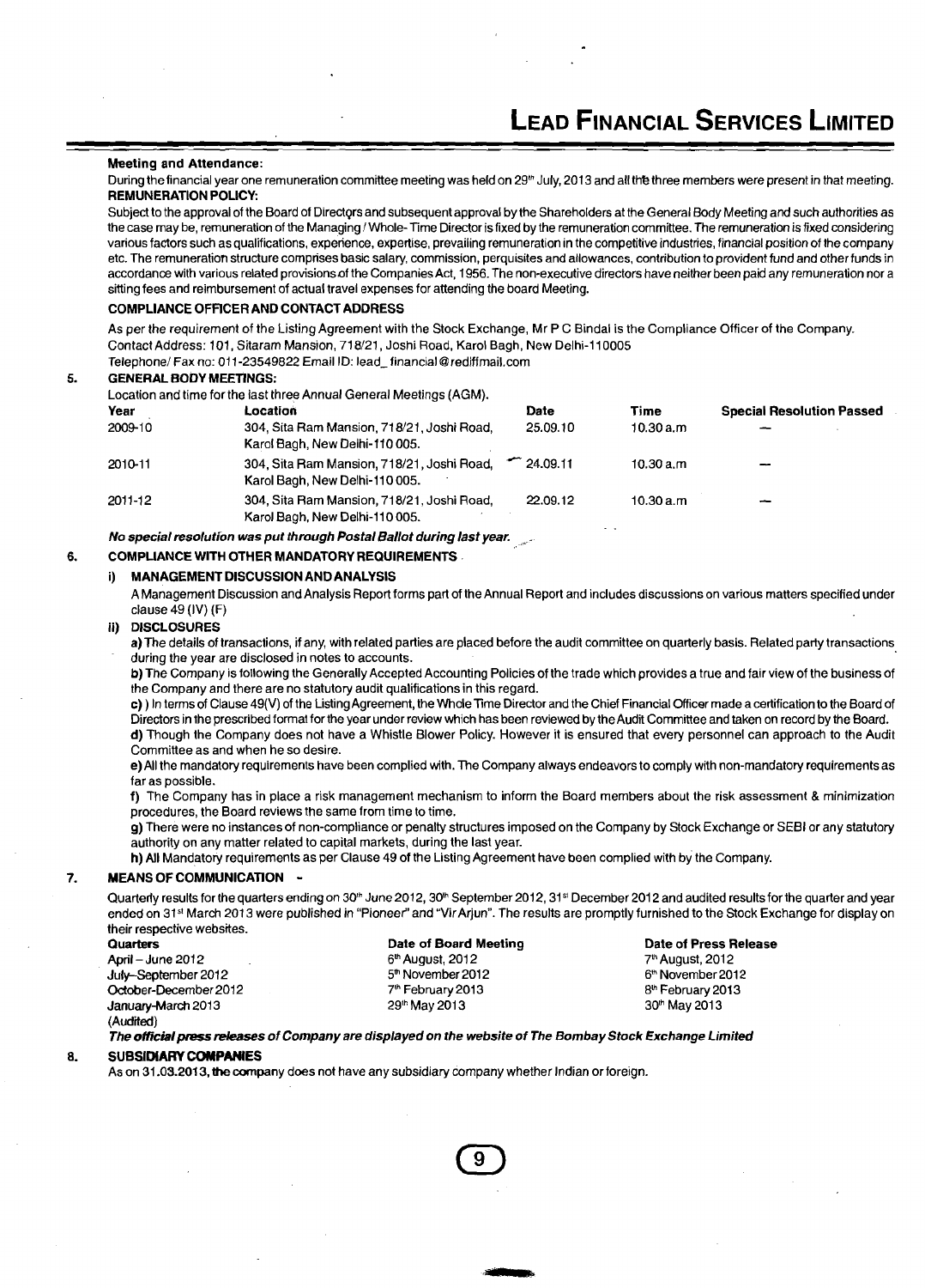**Meeting and Attendance:**

During the financial year one remuneration committee meeting was held on 29th July, 2013 and all the three members were present in that meeting.

**REMUNERATION POLICY:**

Subject to the approval of the Board of Directors and subsequent approval by the Shareholders at the General Body Meeting and such authorities as the case may be, remuneration of the Managing / Whole-Time Director is fixed by the remuneration committee. The remuneration is fixed considering various factors such as qualifications, experience, expertise, prevailing remuneration in the competitive industries, financial position of the company etc. The remuneration structure comprises basic salary, commission, perquisites and allowances, contribution to provident fund and other funds in accordance with various related provisions of the Companies Act, 1956. The non-executive directors have neither been paid any remuneration nor a sitting fees and reimbursement of actual travel expenses for attending the board Meeting.

**COMPLIANCE OFFICER AND CONTACT ADDRESS**

As per the requirement of the Listing Agreement with the Stock Exchange, Mr P C Bindal is the Compliance Officer of the Company.
Contact Address: 101, Sitaram Mansion, 718/21, Joshi Road, Karol Bagh, New Delhi-110005
Telephone/ Fax no: 011-23549822 Email ID: lead_financial@rediffmail.com

**5. GENERAL BODY MEETINGS:**

Location and time for the last three Annual General Meetings (AGM).

| Year | Location | Date | Time | Special Resolution Passed |
|---|---|---|---|---|
| 2009-10 | 304, Sita Ram Mansion, 718/21, Joshi Road, Karol Bagh, New Delhi-110 005. | 25.09.10 | 10.30 a.m | — |
| 2010-11 | 304, Sita Ram Mansion, 718/21, Joshi Road, Karol Bagh, New Delhi-110 005. | 24.09.11 | 10.30 a.m | — |
| 2011-12 | 304, Sita Ram Mansion, 718/21, Joshi Road, Karol Bagh, New Delhi-110 005. | 22.09.12 | 10.30 a.m | — |

***No special resolution was put through Postal Ballot during last year.***

**6. COMPLIANCE WITH OTHER MANDATORY REQUIREMENTS**

**i) MANAGEMENT DISCUSSION AND ANALYSIS**

A Management Discussion and Analysis Report forms part of the Annual Report and includes discussions on various matters specified under clause 49 (IV) (F)

**ii) DISCLOSURES**

**a)** The details of transactions, if any, with related parties are placed before the audit committee on quarterly basis. Related party transactions during the year are disclosed in notes to accounts.

**b)** The Company is following the Generally Accepted Accounting Policies of the trade which provides a true and fair view of the business of the Company and there are no statutory audit qualifications in this regard.

**c)** ) In terms of Clause 49(V) of the Listing Agreement, the Whole Time Director and the Chief Financial Officer made a certification to the Board of Directors in the prescribed format for the year under review which has been reviewed by the Audit Committee and taken on record by the Board.

**d)** Though the Company does not have a Whistle Blower Policy. However it is ensured that every personnel can approach to the Audit Committee as and when he so desire.

**e)** All the mandatory requirements have been complied with. The Company always endeavors to comply with non-mandatory requirements as far as possible.

**f)** The Company has in place a risk management mechanism to inform the Board members about the risk assessment & minimization procedures, the Board reviews the same from time to time.

**g)** There were no instances of non-compliance or penalty structures imposed on the Company by Stock Exchange or SEBI or any statutory authority on any matter related to capital markets, during the last year.

**h)** All Mandatory requirements as per Clause 49 of the Listing Agreement have been complied with by the Company.

**7. MEANS OF COMMUNICATION -**

Quarterly results for the quarters ending on 30th June 2012, 30th September 2012, 31st December 2012 and audited results for the quarter and year ended on 31st March 2013 were published in "Pioneer" and "Vir Arjun". The results are promptly furnished to the Stock Exchange for display on their respective websites.

| Quarters | Date of Board Meeting | Date of Press Release |
|---|---|---|
| April – June 2012 | 6th August, 2012 | 7th August, 2012 |
| July–September 2012 | 5th November 2012 | 6th November 2012 |
| October-December 2012 | 7th February 2013 | 8th February 2013 |
| January-March 2013 (Audited) | 29th May 2013 | 30th May 2013 |

***The official press releases of Company are displayed on the website of The Bombay Stock Exchange Limited***

**8. SUBSIDIARY COMPANIES**

As on 31.03.2013, the company does not have any subsidiary company whether Indian or foreign.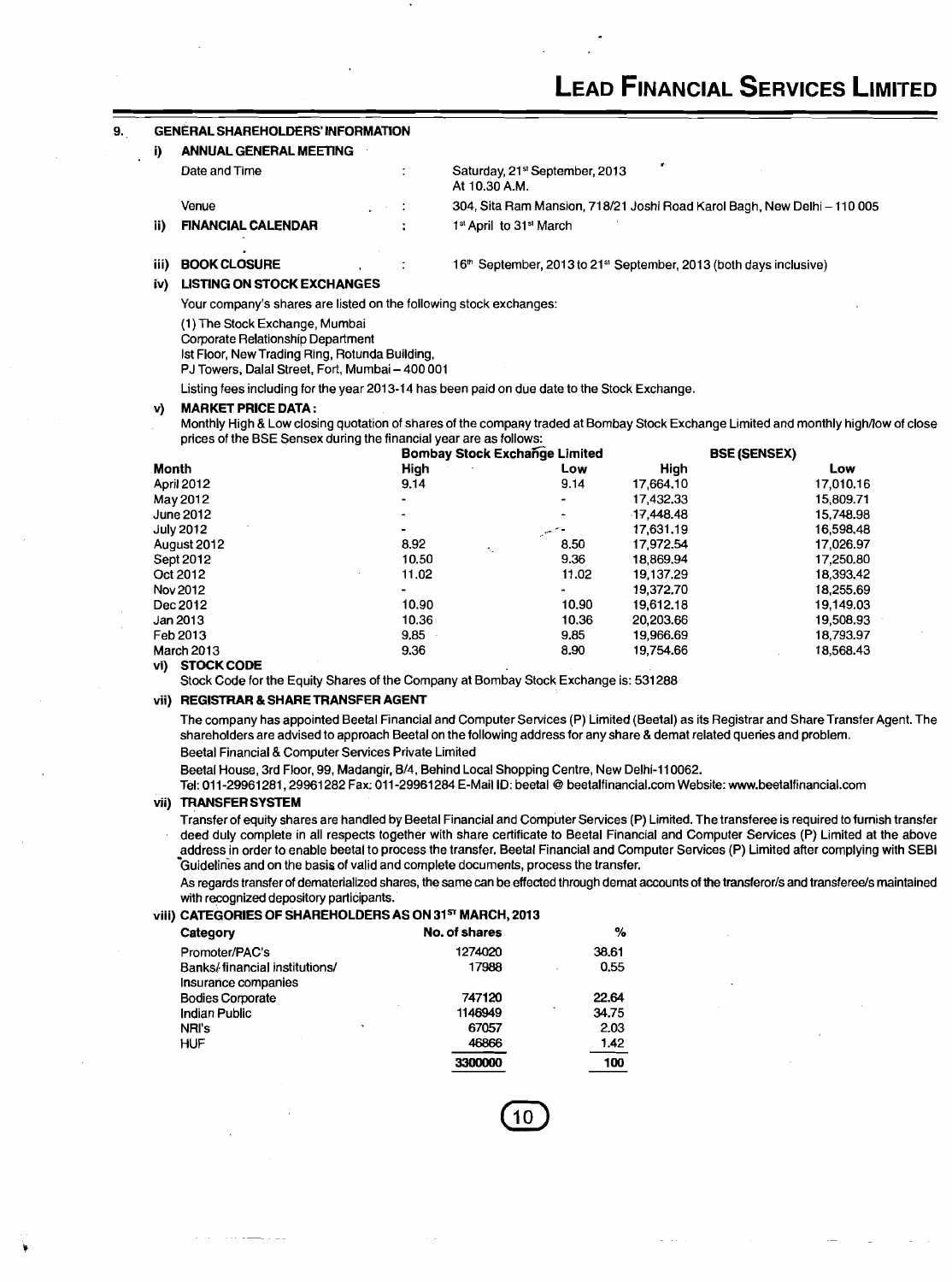## 9. GENERAL SHAREHOLDERS' INFORMATION

### i) ANNUAL GENERAL MEETING

Date and Time : Saturday, 21st September, 2013 At 10.30 A.M.

Venue : 304, Sita Ram Mansion, 718/21 Joshi Road Karol Bagh, New Delhi – 110 005

### ii) FINANCIAL CALENDAR : 1st April to 31st March

### iii) BOOK CLOSURE : 16th September, 2013 to 21st September, 2013 (both days inclusive)

### iv) LISTING ON STOCK EXCHANGES

Your company's shares are listed on the following stock exchanges:

(1) The Stock Exchange, Mumbai
Corporate Relationship Department
Ist Floor, New Trading Ring, Rotunda Building,
PJ Towers, Dalal Street, Fort, Mumbai – 400 001

Listing fees including for the year 2013-14 has been paid on due date to the Stock Exchange.

### v) MARKET PRICE DATA :

Monthly High & Low closing quotation of shares of the company traded at Bombay Stock Exchange Limited and monthly high/low of close prices of the BSE Sensex during the financial year are as follows:

| Month | Bombay Stock Exchange Limited | | BSE (SENSEX) | |
|---|---|---|---|---|
| | High | Low | High | Low |
| April 2012 | 9.14 | 9.14 | 17,664.10 | 17,010.16 |
| May 2012 | - | - | 17,432.33 | 15,809.71 |
| June 2012 | - | - | 17,448.48 | 15,748.98 |
| July 2012 | - | - | 17,631.19 | 16,598.48 |
| August 2012 | 8.92 | 8.50 | 17,972.54 | 17,026.97 |
| Sept 2012 | 10.50 | 9.36 | 18,869.94 | 17,250.80 |
| Oct 2012 | 11.02 | 11.02 | 19,137.29 | 18,393.42 |
| Nov 2012 | - | - | 19,372.70 | 18,255.69 |
| Dec 2012 | 10.90 | 10.90 | 19,612.18 | 19,149.03 |
| Jan 2013 | 10.36 | 10.36 | 20,203.66 | 19,508.93 |
| Feb 2013 | 9.85 | 9.85 | 19,966.69 | 18,793.97 |
| March 2013 | 9.36 | 8.90 | 19,754.66 | 18,568.43 |

### vi) STOCK CODE

Stock Code for the Equity Shares of the Company at Bombay Stock Exchange is: 531288

### vii) REGISTRAR & SHARE TRANSFER AGENT

The company has appointed Beetal Financial and Computer Services (P) Limited (Beetal) as its Registrar and Share Transfer Agent. The shareholders are advised to approach Beetal on the following address for any share & demat related queries and problem.

Beetal Financial & Computer Services Private Limited

Beetal House, 3rd Floor, 99, Madangir, B/4, Behind Local Shopping Centre, New Delhi-110062.

Tel: 011-29961281, 29961282 Fax: 011-29961284 E-Mail ID: beetal @ beetalfinancial.com Website: www.beetalfinancial.com

### vii) TRANSFER SYSTEM

Transfer of equity shares are handled by Beetal Financial and Computer Services (P) Limited. The transferee is required to furnish transfer deed duly complete in all respects together with share certificate to Beetal Financial and Computer Services (P) Limited at the above address in order to enable beetal to process the transfer. Beetal Financial and Computer Services (P) Limited after complying with SEBI Guidelines and on the basis of valid and complete documents, process the transfer.

As regards transfer of dematerialized shares, the same can be effected through demat accounts of the transferor/s and transferee/s maintained with recognized depository participants.

### viii) CATEGORIES OF SHAREHOLDERS AS ON 31ST MARCH, 2013

| Category | No. of shares | % |
|---|---|---|
| Promoter/PAC's | 1274020 | 38.61 |
| Banks/financial institutions/ Insurance companies | 17988 | 0.55 |
| Bodies Corporate | 747120 | 22.64 |
| Indian Public | 1146949 | 34.75 |
| NRI's | 67057 | 2.03 |
| HUF | 46866 | 1.42 |
| | 3300000 | 100 |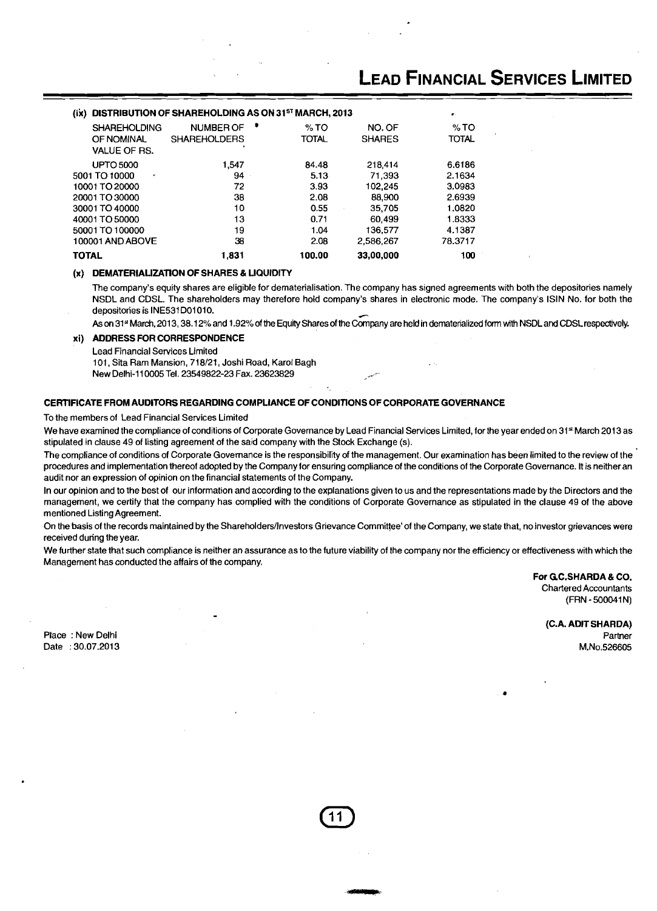### (ix) DISTRIBUTION OF SHAREHOLDING AS ON 31ST MARCH, 2013

| SHAREHOLDING OF NOMINAL VALUE OF RS. | NUMBER OF SHAREHOLDERS | % TO TOTAL | NO. OF SHARES | % TO TOTAL |
|---|---|---|---|---|
| UPTO 5000 | 1,547 | 84.48 | 218,414 | 6.6186 |
| 5001 TO 10000 | 94 | 5.13 | 71,393 | 2.1634 |
| 10001 TO 20000 | 72 | 3.93 | 102,245 | 3.0983 |
| 20001 TO 30000 | 38 | 2.08 | 88,900 | 2.6939 |
| 30001 TO 40000 | 10 | 0.55 | 35,705 | 1.0820 |
| 40001 TO 50000 | 13 | 0.71 | 60,499 | 1.8333 |
| 50001 TO 100000 | 19 | 1.04 | 136,577 | 4.1387 |
| 100001 AND ABOVE | 38 | 2.08 | 2,586,267 | 78.3717 |
| **TOTAL** | **1,831** | **100.00** | **33,00,000** | **100** |

### (x) DEMATERIALIZATION OF SHARES & LIQUIDITY

The company's equity shares are eligible for dematerialisation. The company has signed agreements with both the depositories namely NSDL and CDSL. The shareholders may therefore hold company's shares in electronic mode. The company's ISIN No. for both the depositories is INE531D01010.

As on 31st March, 2013, 38.12% and 1.92% of the Equity Shares of the Company are held in dematerialized form with NSDL and CDSL respectively.

### xi) ADDRESS FOR CORRESPONDENCE

Lead Financial Services Limited
101, Sita Ram Mansion, 718/21, Joshi Road, Karol Bagh
New Delhi-110005 Tel. 23549822-23 Fax. 23623829

## CERTIFICATE FROM AUDITORS REGARDING COMPLIANCE OF CONDITIONS OF CORPORATE GOVERNANCE

To the members of Lead Financial Services Limited

We have examined the compliance of conditions of Corporate Governance by Lead Financial Services Limited, for the year ended on 31st March 2013 as stipulated in clause 49 of listing agreement of the said company with the Stock Exchange (s).

The compliance of conditions of Corporate Governance is the responsibility of the management. Our examination has been limited to the review of the procedures and implementation thereof adopted by the Company for ensuring compliance of the conditions of the Corporate Governance. It is neither an audit nor an expression of opinion on the financial statements of the Company.

In our opinion and to the best of our information and according to the explanations given to us and the representations made by the Directors and the management, we certify that the company has complied with the conditions of Corporate Governance as stipulated in the clause 49 of the above mentioned Listing Agreement.

On the basis of the records maintained by the Shareholders/Investors Grievance Committee' of the Company, we state that, no investor grievances were received during the year.

We further state that such compliance is neither an assurance as to the future viability of the company nor the efficiency or effectiveness with which the Management has conducted the affairs of the company.

**For G.C.SHARDA & CO.**
Chartered Accountants
(FRN - 500041N)

**(C.A. ADIT SHARDA)**
Partner
M.No.526605

Place : New Delhi
Date : 30.07.2013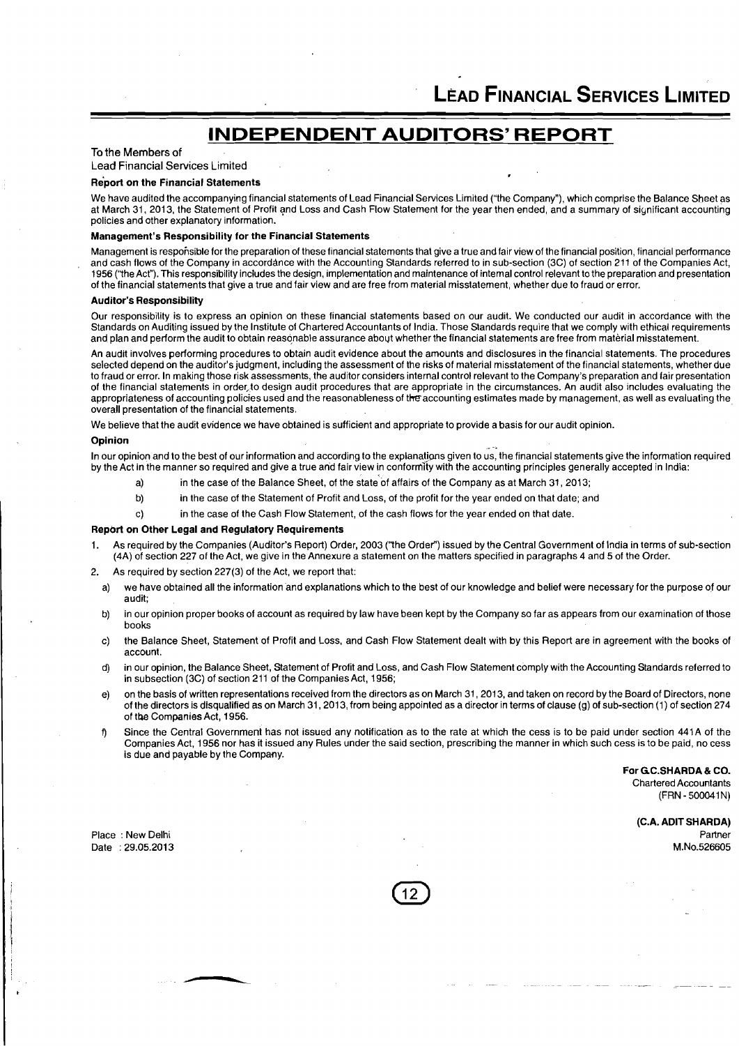# INDEPENDENT AUDITORS' REPORT

To the Members of
Lead Financial Services Limited

### Report on the Financial Statements

We have audited the accompanying financial statements of Lead Financial Services Limited ("the Company"), which comprise the Balance Sheet as at March 31, 2013, the Statement of Profit and Loss and Cash Flow Statement for the year then ended, and a summary of significant accounting policies and other explanatory information.

### Management's Responsibility for the Financial Statements

Management is responsible for the preparation of these financial statements that give a true and fair view of the financial position, financial performance and cash flows of the Company in accordance with the Accounting Standards referred to in sub-section (3C) of section 211 of the Companies Act, 1956 ("the Act"). This responsibility includes the design, implementation and maintenance of internal control relevant to the preparation and presentation of the financial statements that give a true and fair view and are free from material misstatement, whether due to fraud or error.

### Auditor's Responsibility

Our responsibility is to express an opinion on these financial statements based on our audit. We conducted our audit in accordance with the Standards on Auditing issued by the Institute of Chartered Accountants of India. Those Standards require that we comply with ethical requirements and plan and perform the audit to obtain reasonable assurance about whether the financial statements are free from material misstatement.

An audit involves performing procedures to obtain audit evidence about the amounts and disclosures in the financial statements. The procedures selected depend on the auditor's judgment, including the assessment of the risks of material misstatement of the financial statements, whether due to fraud or error. In making those risk assessments, the auditor considers internal control relevant to the Company's preparation and fair presentation of the financial statements in order to design audit procedures that are appropriate in the circumstances. An audit also includes evaluating the appropriateness of accounting policies used and the reasonableness of the accounting estimates made by management, as well as evaluating the overall presentation of the financial statements.

We believe that the audit evidence we have obtained is sufficient and appropriate to provide a basis for our audit opinion.

### Opinion

In our opinion and to the best of our information and according to the explanations given to us, the financial statements give the information required by the Act in the manner so required and give a true and fair view in conformity with the accounting principles generally accepted in India:

a) in the case of the Balance Sheet, of the state of affairs of the Company as at March 31, 2013;

b) in the case of the Statement of Profit and Loss, of the profit for the year ended on that date; and

c) in the case of the Cash Flow Statement, of the cash flows for the year ended on that date.

### Report on Other Legal and Regulatory Requirements

1. As required by the Companies (Auditor's Report) Order, 2003 ("the Order") issued by the Central Government of India in terms of sub-section (4A) of section 227 of the Act, we give in the Annexure a statement on the matters specified in paragraphs 4 and 5 of the Order.

2. As required by section 227(3) of the Act, we report that:

   a) we have obtained all the information and explanations which to the best of our knowledge and belief were necessary for the purpose of our audit;

   b) in our opinion proper books of account as required by law have been kept by the Company so far as appears from our examination of those books

   c) the Balance Sheet, Statement of Profit and Loss, and Cash Flow Statement dealt with by this Report are in agreement with the books of account.

   d) in our opinion, the Balance Sheet, Statement of Profit and Loss, and Cash Flow Statement comply with the Accounting Standards referred to in subsection (3C) of section 211 of the Companies Act, 1956;

   e) on the basis of written representations received from the directors as on March 31, 2013, and taken on record by the Board of Directors, none of the directors is disqualified as on March 31, 2013, from being appointed as a director in terms of clause (g) of sub-section (1) of section 274 of the Companies Act, 1956.

   f) Since the Central Government has not issued any notification as to the rate at which the cess is to be paid under section 441A of the Companies Act, 1956 nor has it issued any Rules under the said section, prescribing the manner in which such cess is to be paid, no cess is due and payable by the Company.

**For G.C.SHARDA & CO.**
Chartered Accountants
(FRN - 500041N)

**(C.A. ADIT SHARDA)**
Partner
M.No.526605

Place : New Delhi
Date : 29.05.2013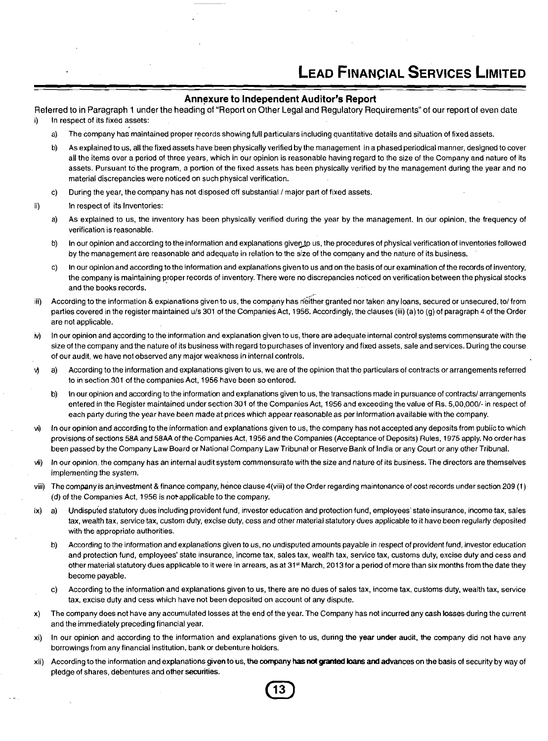## Annexure to Independent Auditor's Report

Referred to in Paragraph 1 under the heading of "Report on Other Legal and Regulatory Requirements" of our report of even date

i) In respect of its fixed assets:

   a) The company has maintained proper records showing full particulars including quantitative details and situation of fixed assets.

   b) As explained to us, all the fixed assets have been physically verified by the management in a phased periodical manner, designed to cover all the items over a period of three years, which in our opinion is reasonable having regard to the size of the Company and nature of its assets. Pursuant to the program, a portion of the fixed assets has been physically verified by the management during the year and no material discrepancies were noticed on such physical verification.

   c) During the year, the company has not disposed off substantial / major part of fixed assets.

ii) In respect of its Inventories:

   a) As explained to us, the inventory has been physically verified during the year by the management. In our opinion, the frequency of verification is reasonable.

   b) In our opinion and according to the information and explanations given to us, the procedures of physical verification of inventories followed by the management are reasonable and adequate in relation to the size of the company and the nature of its business.

   c) In our opinion and according to the information and explanations given to us and on the basis of our examination of the records of inventory, the company is maintaining proper records of inventory. There were no discrepancies noticed on verification between the physical stocks and the books records.

iii) According to the information & explanations given to us, the company has neither granted nor taken any loans, secured or unsecured, to/ from parties covered in the register maintained u/s 301 of the Companies Act, 1956. Accordingly, the clauses (iii) (a) to (g) of paragraph 4 of the Order are not applicable.

iv) In our opinion and according to the information and explanation given to us, there are adequate internal control systems commensurate with the size of the company and the nature of its business with regard to purchases of inventory and fixed assets, sale and services. During the course of our audit, we have not observed any major weakness in internal controls.

v) a) According to the information and explanations given to us, we are of the opinion that the particulars of contracts or arrangements referred to in section 301 of the companies Act, 1956 have been so entered.

   b) In our opinion and according to the information and explanations given to us, the transactions made in pursuance of contracts/ arrangements entered in the Register maintained under section 301 of the Companies Act, 1956 and exceeding the value of Rs. 5,00,000/- in respect of each party during the year have been made at prices which appear reasonable as per information available with the company.

vi) In our opinion and according to the information and explanations given to us, the company has not accepted any deposits from public to which provisions of sections 58A and 58AA of the Companies Act, 1956 and the Companies (Acceptance of Deposits) Rules, 1975 apply. No order has been passed by the Company Law Board or National Company Law Tribunal or Reserve Bank of India or any Court or any other Tribunal.

vii) In our opinion, the company has an internal audit system commensurate with the size and nature of its business. The directors are themselves implementing the system.

viii) The company is an investment & finance company, hence clause 4(viii) of the Order regarding maintenance of cost records under section 209 (1) (d) of the Companies Act, 1956 is not applicable to the company.

ix) a) Undisputed statutory dues including provident fund, investor education and protection fund, employees' state insurance, income tax, sales tax, wealth tax, service tax, custom duty, excise duty, cess and other material statutory dues applicable to it have been regularly deposited with the appropriate authorities.

   b) According to the information and explanations given to us, no undisputed amounts payable in respect of provident fund, investor education and protection fund, employees' state insurance, income tax, sales tax, wealth tax, service tax, customs duty, excise duty and cess and other material statutory dues applicable to it were in arrears, as at 31st March, 2013 for a period of more than six months from the date they become payable.

   c) According to the information and explanations given to us, there are no dues of sales tax, income tax, customs duty, wealth tax, service tax, excise duty and cess which have not been deposited on account of any dispute.

x) The company does not have any accumulated losses at the end of the year. The Company has not incurred any cash losses during the current and the immediately preceding financial year.

xi) In our opinion and according to the information and explanations given to us, during the year under audit, the company did not have any borrowings from any financial institution, bank or debenture holders.

xii) According to the information and explanations given to us, the company has not granted loans and advances on the basis of security by way of pledge of shares, debentures and other securities.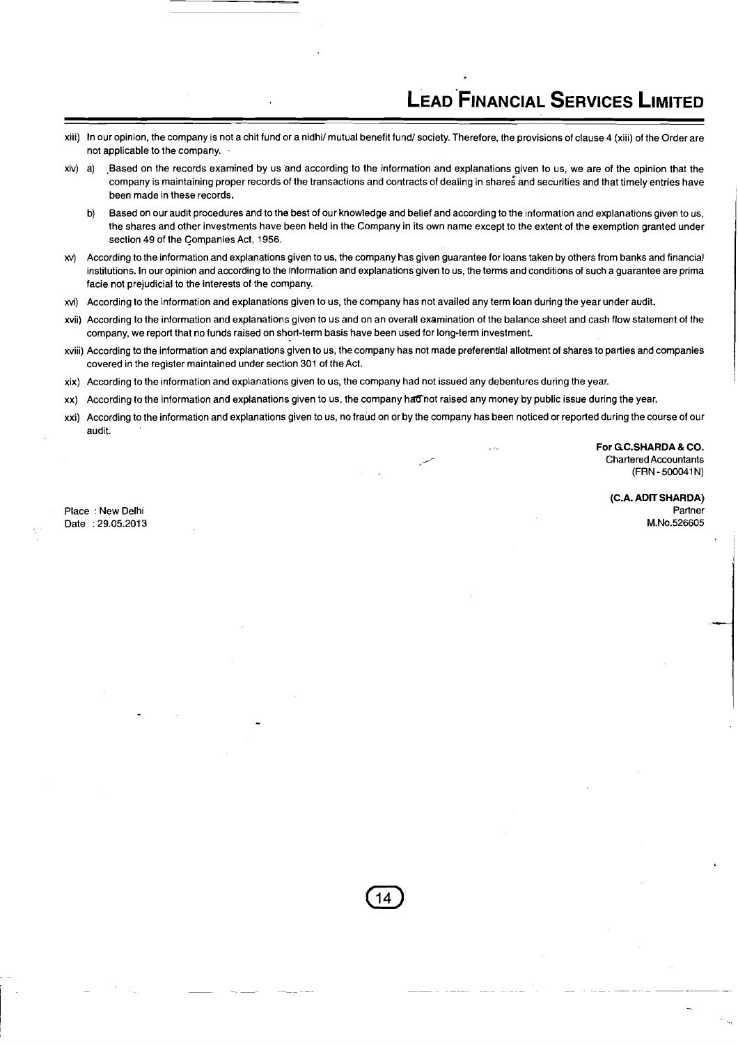xiii) In our opinion, the company is not a chit fund or a nidhi/ mutual benefit fund/ society. Therefore, the provisions of clause 4 (xiii) of the Order are not applicable to the company.

xiv) a) Based on the records examined by us and according to the information and explanations given to us, we are of the opinion that the company is maintaining proper records of the transactions and contracts of dealing in shares and securities and that timely entries have been made in these records.

b) Based on our audit procedures and to the best of our knowledge and belief and according to the information and explanations given to us, the shares and other investments have been held in the Company in its own name except to the extent of the exemption granted under section 49 of the Companies Act, 1956.

xv) According to the information and explanations given to us, the company has given guarantee for loans taken by others from banks and financial institutions. In our opinion and according to the information and explanations given to us, the terms and conditions of such a guarantee are prima facie not prejudicial to the interests of the company.

xvi) According to the information and explanations given to us, the company has not availed any term loan during the year under audit.

xvii) According to the information and explanations given to us and on an overall examination of the balance sheet and cash flow statement of the company, we report that no funds raised on short-term basis have been used for long-term investment.

xviii) According to the information and explanations given to us, the company has not made preferential allotment of shares to parties and companies covered in the register maintained under section 301 of the Act.

xix) According to the information and explanations given to us, the company had not issued any debentures during the year.

xx) According to the information and explanations given to us, the company had not raised any money by public issue during the year.

xxi) According to the information and explanations given to us, no fraud on or by the company has been noticed or reported during the course of our audit.

**For G.C.SHARDA & CO.**
Chartered Accountants
(FRN - 500041N)

**(C.A. ADIT SHARDA)**
Partner
M.No.526605

Place : New Delhi
Date : 29.05.2013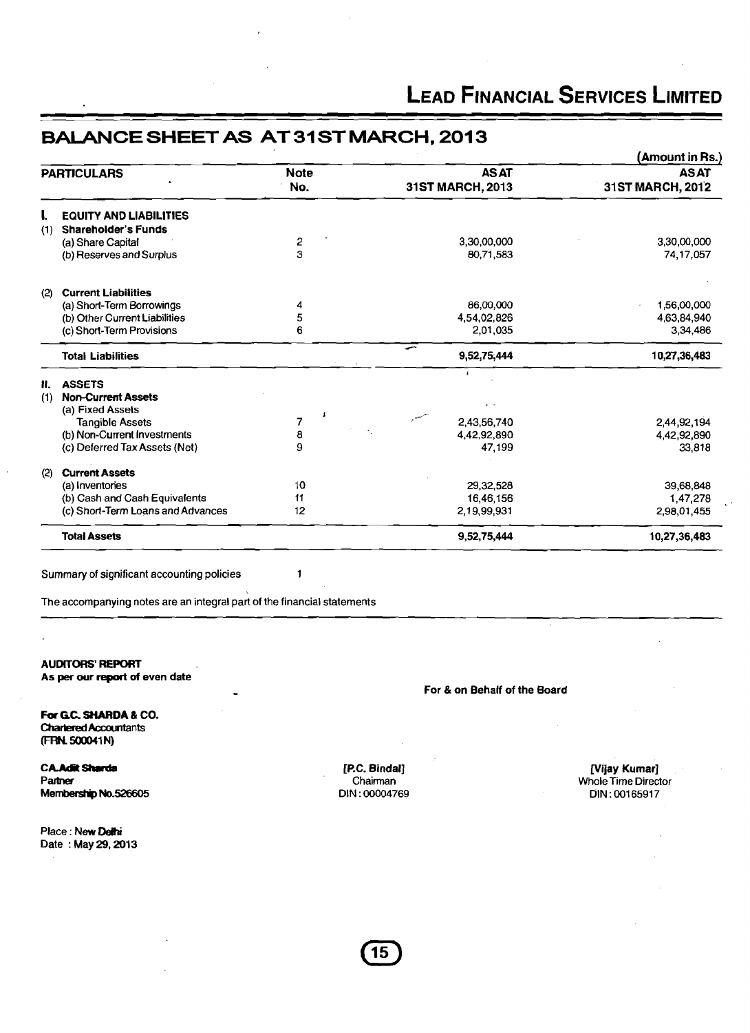# LEAD FINANCIAL SERVICES LIMITED

## BALANCE SHEET AS AT 31ST MARCH, 2013

(Amount in Rs.)

| PARTICULARS | Note No. | AS AT 31ST MARCH, 2013 | AS AT 31ST MARCH, 2012 |
|---|---|---|---|
| **I. EQUITY AND LIABILITIES** | | | |
| **(1) Shareholder's Funds** | | | |
| (a) Share Capital | 2 | 3,30,00,000 | 3,30,00,000 |
| (b) Reserves and Surplus | 3 | 80,71,583 | 74,17,057 |
| **(2) Current Liabilities** | | | |
| (a) Short-Term Borrowings | 4 | 86,00,000 | 1,56,00,000 |
| (b) Other Current Liabilities | 5 | 4,54,02,826 | 4,63,84,940 |
| (c) Short-Term Provisions | 6 | 2,01,035 | 3,34,486 |
| **Total Liabilities** | | **9,52,75,444** | **10,27,36,483** |
| **II. ASSETS** | | | |
| **(1) Non-Current Assets** | | | |
| (a) Fixed Assets | | | |
| Tangible Assets | 7 | 2,43,56,740 | 2,44,92,194 |
| (b) Non-Current Investments | 8 | 4,42,92,890 | 4,42,92,890 |
| (c) Deferred Tax Assets (Net) | 9 | 47,199 | 33,818 |
| **(2) Current Assets** | | | |
| (a) Inventories | 10 | 29,32,528 | 39,68,848 |
| (b) Cash and Cash Equivalents | 11 | 16,46,156 | 1,47,278 |
| (c) Short-Term Loans and Advances | 12 | 2,19,99,931 | 2,98,01,455 |
| **Total Assets** | | **9,52,75,444** | **10,27,36,483** |

Summary of significant accounting policies 1

The accompanying notes are an integral part of the financial statements

**AUDITORS' REPORT**
**As per our report of even date**

**For G.C. SHARDA & CO.**
**Chartered Accountants**
**(FRN. 500041N)**

**CA.Adit Sharda**
Partner
Membership No.526605

Place : New Delhi
Date : May 29, 2013

**For & on Behalf of the Board**

**[P.C. Bindal]**
Chairman
DIN : 00004769

**[Vijay Kumar]**
Whole Time Director
DIN : 00165917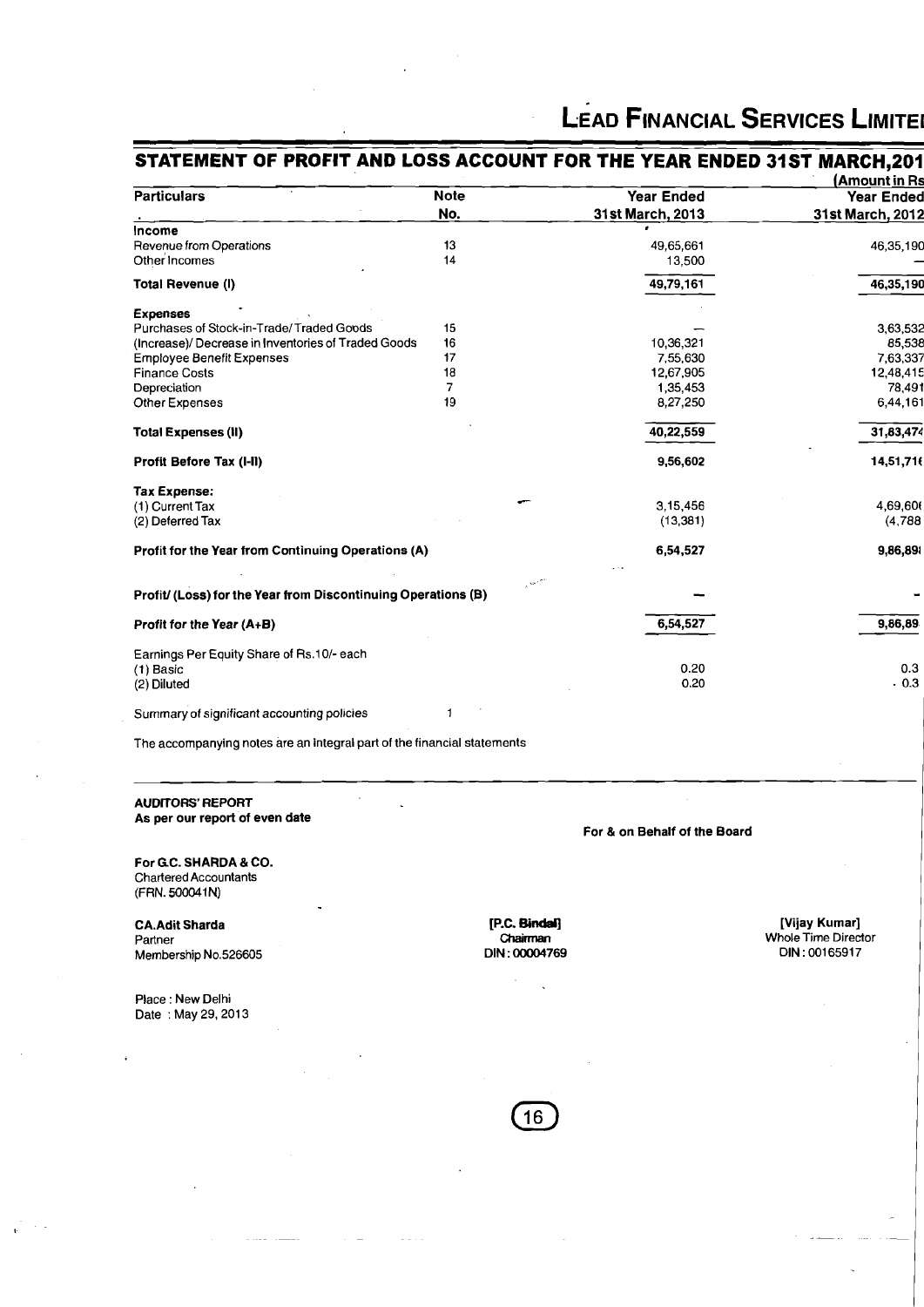# LEAD FINANCIAL SERVICES LIMITE

## STATEMENT OF PROFIT AND LOSS ACCOUNT FOR THE YEAR ENDED 31ST MARCH,201

(Amount in Rs

| Particulars | Note No. | Year Ended 31st March, 2013 | Year Ended 31st March, 2012 |
|---|---|---|---|
| **Income** | | | |
| Revenue from Operations | 13 | 49,65,661 | 46,35,190 |
| Other Incomes | 14 | 13,500 | — |
| **Total Revenue (I)** | | 49,79,161 | 46,35,190 |
| **Expenses** | | | |
| Purchases of Stock-in-Trade/ Traded Goods | 15 | — | 3,63,532 |
| (Increase)/ Decrease in Inventories of Traded Goods | 16 | 10,36,321 | 85,538 |
| Employee Benefit Expenses | 17 | 7,55,630 | 7,63,337 |
| Finance Costs | 18 | 12,67,905 | 12,48,415 |
| Depreciation | 7 | 1,35,453 | 78,491 |
| Other Expenses | 19 | 8,27,250 | 6,44,161 |
| **Total Expenses (II)** | | 40,22,559 | 31,63,474 |
| **Profit Before Tax (I-II)** | | 9,56,602 | 14,51,716 |
| **Tax Expense:** | | | |
| (1) Current Tax | | 3,15,456 | 4,69,606 |
| (2) Deferred Tax | | (13,381) | (4,788 |
| **Profit for the Year from Continuing Operations (A)** | | 6,54,527 | 9,86,898 |
| **Profit/ (Loss) for the Year from Discontinuing Operations (B)** | | — | - |
| **Profit for the Year (A+B)** | | 6,54,527 | 9,86,89 |
| Earnings Per Equity Share of Rs.10/- each | | | |
| (1) Basic | | 0.20 | 0.3 |
| (2) Diluted | | 0.20 | 0.3 |
| Summary of significant accounting policies | 1 | | |

The accompanying notes are an integral part of the financial statements

**AUDITORS' REPORT**
**As per our report of even date**

**For & on Behalf of the Board**

**For G.C. SHARDA & CO.**
Chartered Accountants
(FRN. 500041N)

**CA.Adit Sharda**
Partner
Membership No.526605

**[P.C. Bindal]**
Chairman
DIN : 00004769

**[Vijay Kumar]**
Whole Time Director
DIN : 00165917

Place : New Delhi
Date : May 29, 2013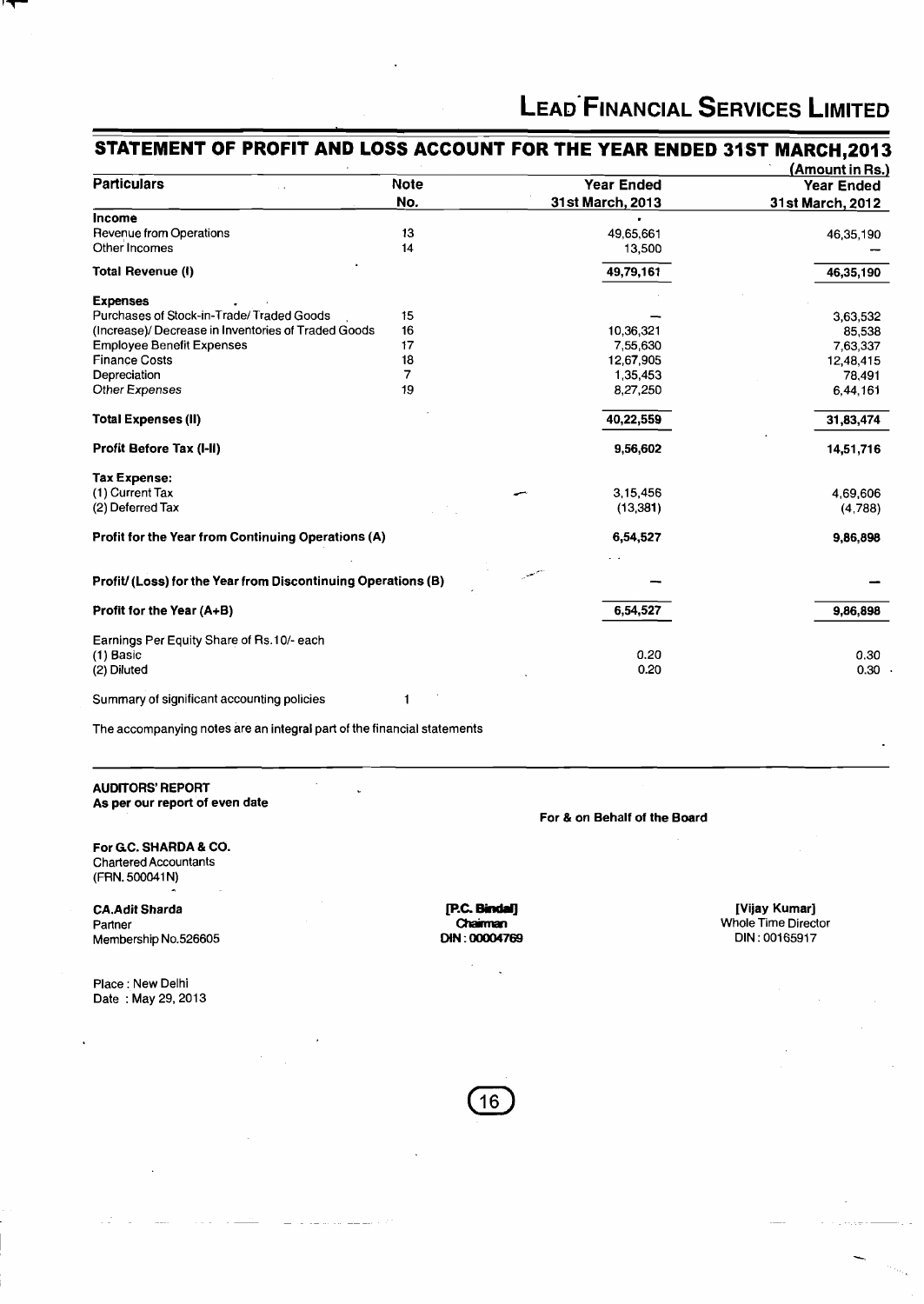# LEAD FINANCIAL SERVICES LIMITED

## STATEMENT OF PROFIT AND LOSS ACCOUNT FOR THE YEAR ENDED 31ST MARCH,2013

(Amount in Rs.)

| Particulars | Note No. | Year Ended 31st March, 2013 | Year Ended 31st March, 2012 |
|---|---|---|---|
| **Income** | | | |
| Revenue from Operations | 13 | 49,65,661 | 46,35,190 |
| Other Incomes | 14 | 13,500 | — |
| **Total Revenue (I)** | | **49,79,161** | **46,35,190** |
| **Expenses** | | | |
| Purchases of Stock-in-Trade/ Traded Goods | 15 | — | 3,63,532 |
| (Increase)/ Decrease in Inventories of Traded Goods | 16 | 10,36,321 | 85,538 |
| Employee Benefit Expenses | 17 | 7,55,630 | 7,63,337 |
| Finance Costs | 18 | 12,67,905 | 12,48,415 |
| Depreciation | 7 | 1,35,453 | 78,491 |
| Other Expenses | 19 | 8,27,250 | 6,44,161 |
| **Total Expenses (II)** | | **40,22,559** | **31,83,474** |
| **Profit Before Tax (I-II)** | | **9,56,602** | **14,51,716** |
| **Tax Expense:** | | | |
| (1) Current Tax | | 3,15,456 | 4,69,606 |
| (2) Deferred Tax | | (13,381) | (4,788) |
| **Profit for the Year from Continuing Operations (A)** | | **6,54,527** | **9,86,898** |
| **Profit/ (Loss) for the Year from Discontinuing Operations (B)** | | — | — |
| **Profit for the Year (A+B)** | | **6,54,527** | **9,86,898** |
| Earnings Per Equity Share of Rs.10/- each | | | |
| (1) Basic | | 0.20 | 0.30 |
| (2) Diluted | | 0.20 | 0.30 |
| Summary of significant accounting policies | 1 | | |

The accompanying notes are an integral part of the financial statements

**AUDITORS' REPORT**
**As per our report of even date**

**For & on Behalf of the Board**

**For G.C. SHARDA & CO.**
Chartered Accountants
(FRN. 500041N)

**CA.Adit Sharda**
Partner
Membership No.526605

**[P.C. Bindal]**
**Chairman**
**DIN : 00004769**

**[Vijay Kumar]**
Whole Time Director
DIN : 00165917

Place : New Delhi
Date : May 29, 2013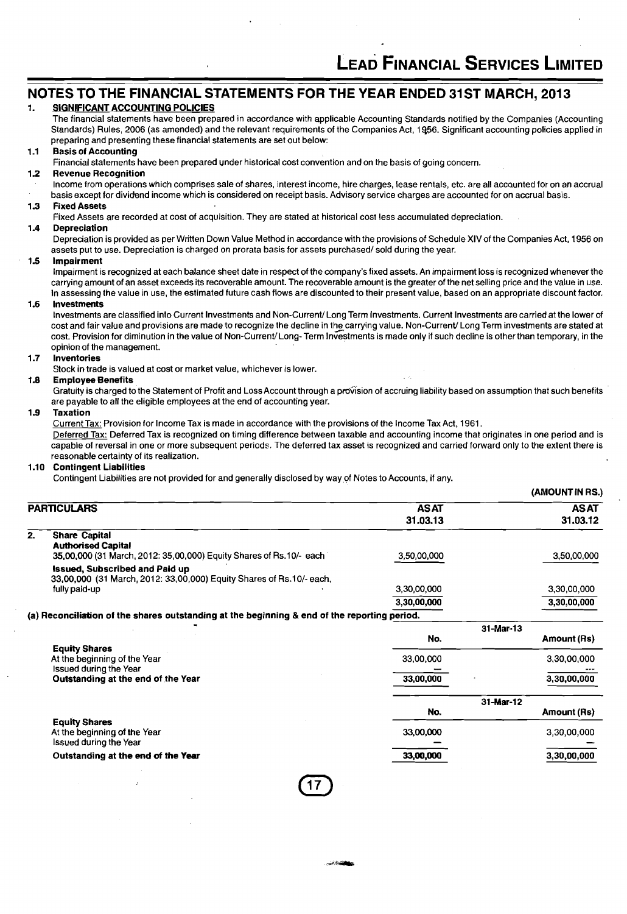# NOTES TO THE FINANCIAL STATEMENTS FOR THE YEAR ENDED 31ST MARCH, 2013

**1. SIGNIFICANT ACCOUNTING POLICIES**

The financial statements have been prepared in accordance with applicable Accounting Standards notified by the Companies (Accounting Standards) Rules, 2006 (as amended) and the relevant requirements of the Companies Act, 1956. Significant accounting policies applied in preparing and presenting these financial statements are set out below:

**1.1 Basis of Accounting**

Financial statements have been prepared under historical cost convention and on the basis of going concern.

**1.2 Revenue Recognition**

Income from operations which comprises sale of shares, interest income, hire charges, lease rentals, etc. are all accounted for on an accrual basis except for dividend income which is considered on receipt basis. Advisory service charges are accounted for on accrual basis.

**1.3 Fixed Assets**

Fixed Assets are recorded at cost of acquisition. They are stated at historical cost less accumulated depreciation.

**1.4 Depreciation**

Depreciation is provided as per Written Down Value Method in accordance with the provisions of Schedule XIV of the Companies Act, 1956 on assets put to use. Depreciation is charged on prorata basis for assets purchased/ sold during the year.

**1.5 Impairment**

Impairment is recognized at each balance sheet date in respect of the company's fixed assets. An impairment loss is recognized whenever the carrying amount of an asset exceeds its recoverable amount. The recoverable amount is the greater of the net selling price and the value in use. In assessing the value in use, the estimated future cash flows are discounted to their present value, based on an appropriate discount factor.

**1.6 Investments**

Investments are classified into Current Investments and Non-Current/ Long Term Investments. Current Investments are carried at the lower of cost and fair value and provisions are made to recognize the decline in the carrying value. Non-Current/ Long Term investments are stated at cost. Provision for diminution in the value of Non-Current/ Long- Term Investments is made only if such decline is other than temporary, in the opinion of the management.

**1.7 Inventories**

Stock in trade is valued at cost or market value, whichever is lower.

**1.8 Employee Benefits**

Gratuity is charged to the Statement of Profit and Loss Account through a provision of accruing liability based on assumption that such benefits are payable to all the eligible employees at the end of accounting year.

**1.9 Taxation**

Current Tax: Provision for Income Tax is made in accordance with the provisions of the Income Tax Act, 1961.

Deferred Tax: Deferred Tax is recognized on timing difference between taxable and accounting income that originates in one period and is capable of reversal in one or more subsequent periods. The deferred tax asset is recognized and carried forward only to the extent there is reasonable certainty of its realization.

**1.10 Contingent Liabilities**

Contingent Liabilities are not provided for and generally disclosed by way of Notes to Accounts, if any.

(AMOUNT IN RS.)

| PARTICULARS | AS AT 31.03.13 | AS AT 31.03.12 |
|---|---|---|
| **2. Share Capital** | | |
| **Authorised Capital** | | |
| 35,00,000 (31 March, 2012: 35,00,000) Equity Shares of Rs.10/- each | 3,50,00,000 | 3,50,00,000 |
| **Issued, Subscribed and Paid up** | | |
| 33,00,000 (31 March, 2012: 33,00,000) Equity Shares of Rs.10/- each, fully paid-up | 3,30,00,000 | 3,30,00,000 |
| | 3,30,00,000 | 3,30,00,000 |

**(a) Reconciliation of the shares outstanding at the beginning & end of the reporting period.**

| | 31-Mar-13 | |
|---|---|---|
| | No. | Amount (Rs) |
| **Equity Shares** | | |
| At the beginning of the Year | 33,00,000 | 3,30,00,000 |
| Issued during the Year | — | --- |
| **Outstanding at the end of the Year** | 33,00,000 | 3,30,00,000 |

| | 31-Mar-12 | |
|---|---|---|
| | No. | Amount (Rs) |
| **Equity Shares** | | |
| At the beginning of the Year | 33,00,000 | 3,30,00,000 |
| Issued during the Year | — | — |
| **Outstanding at the end of the Year** | 33,00,000 | 3,30,00,000 |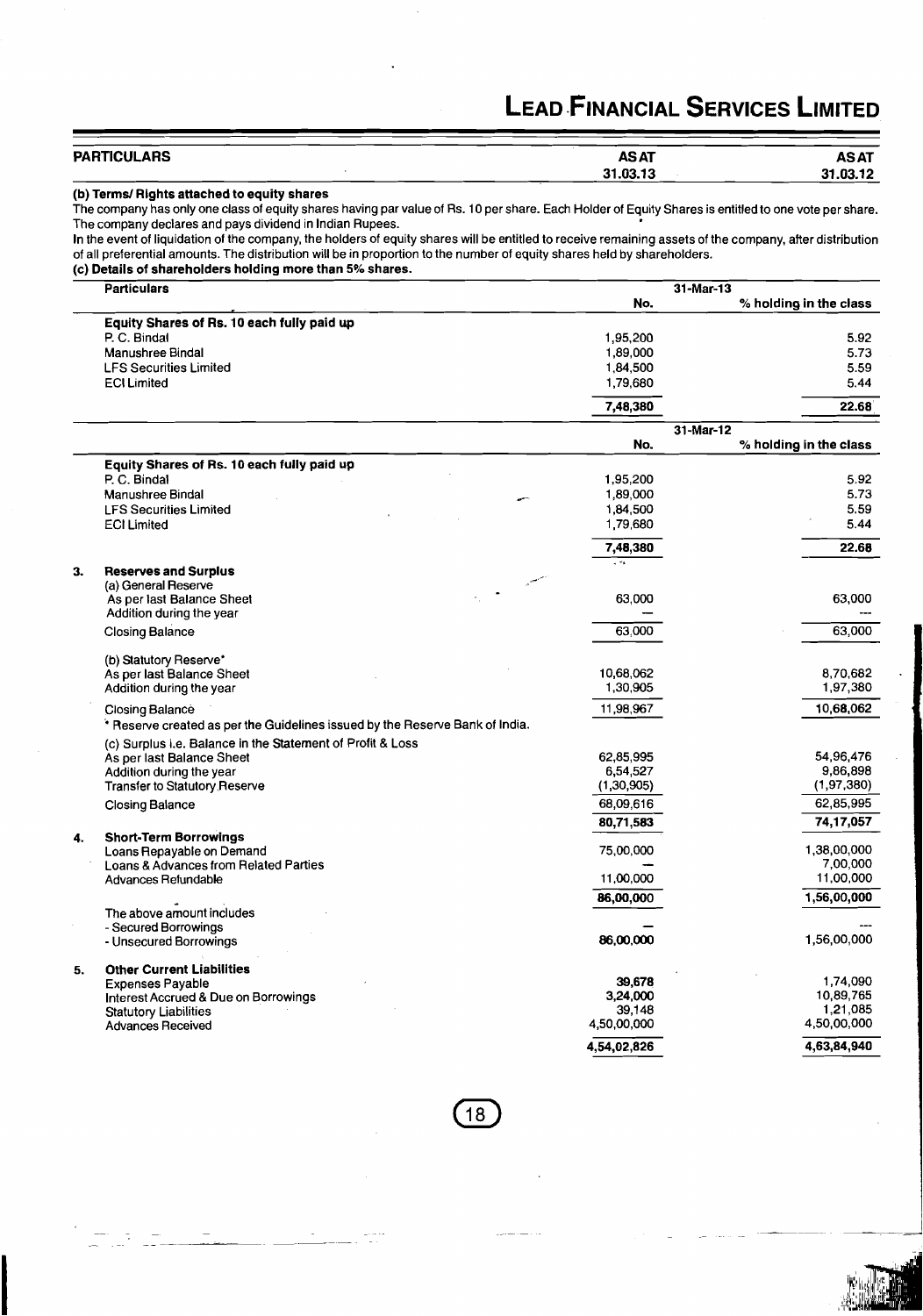| PARTICULARS | AS AT 31.03.13 | AS AT 31.03.12 |
|---|---|---|

**(b) Terms/ Rights attached to equity shares**

The company has only one class of equity shares having par value of Rs. 10 per share. Each Holder of Equity Shares is entitled to one vote per share. The company declares and pays dividend in Indian Rupees.

In the event of liquidation of the company, the holders of equity shares will be entitled to receive remaining assets of the company, after distribution of all preferential amounts. The distribution will be in proportion to the number of equity shares held by shareholders.

**(c) Details of shareholders holding more than 5% shares.**

| Particulars | 31-Mar-13 | |
|---|---|---|
| | No. | % holding in the class |
| **Equity Shares of Rs. 10 each fully paid up** | | |
| P. C. Bindal | 1,95,200 | 5.92 |
| Manushree Bindal | 1,89,000 | 5.73 |
| LFS Securities Limited | 1,84,500 | 5.59 |
| ECI Limited | 1,79,680 | 5.44 |
| | **7,48,380** | **22.68** |

| Particulars | 31-Mar-12 | |
|---|---|---|
| | No. | % holding in the class |
| **Equity Shares of Rs. 10 each fully paid up** | | |
| P. C. Bindal | 1,95,200 | 5.92 |
| Manushree Bindal | 1,89,000 | 5.73 |
| LFS Securities Limited | 1,84,500 | 5.59 |
| ECI Limited | 1,79,680 | 5.44 |
| | **7,48,380** | **22.68** |

| PARTICULARS | AS AT 31.03.13 | AS AT 31.03.12 |
|---|---|---|
| **3. Reserves and Surplus** | | |
| (a) General Reserve | | |
| As per last Balance Sheet | 63,000 | 63,000 |
| Addition during the year | — | --- |
| Closing Balance | 63,000 | 63,000 |
| (b) Statutory Reserve* | | |
| As per last Balance Sheet | 10,68,062 | 8,70,682 |
| Addition during the year | 1,30,905 | 1,97,380 |
| Closing Balance | 11,98,967 | 10,68,062 |
| * Reserve created as per the Guidelines issued by the Reserve Bank of India. | | |
| (c) Surplus i.e. Balance in the Statement of Profit & Loss | | |
| As per last Balance Sheet | 62,85,995 | 54,96,476 |
| Addition during the year | 6,54,527 | 9,86,898 |
| Transfer to Statutory Reserve | (1,30,905) | (1,97,380) |
| Closing Balance | 68,09,616 | 62,85,995 |
| | **80,71,583** | **74,17,057** |
| **4. Short-Term Borrowings** | | |
| Loans Repayable on Demand | 75,00,000 | 1,38,00,000 |
| Loans & Advances from Related Parties | — | 7,00,000 |
| Advances Refundable | 11,00,000 | 11,00,000 |
| | **86,00,000** | **1,56,00,000** |
| The above amount includes | | |
| - Secured Borrowings | — | --- |
| - Unsecured Borrowings | 86,00,000 | 1,56,00,000 |
| **5. Other Current Liabilities** | | |
| Expenses Payable | 39,678 | 1,74,090 |
| Interest Accrued & Due on Borrowings | 3,24,000 | 10,89,765 |
| Statutory Liabilities | 39,148 | 1,21,085 |
| Advances Received | 4,50,00,000 | 4,50,00,000 |
| | **4,54,02,826** | **4,63,84,940** |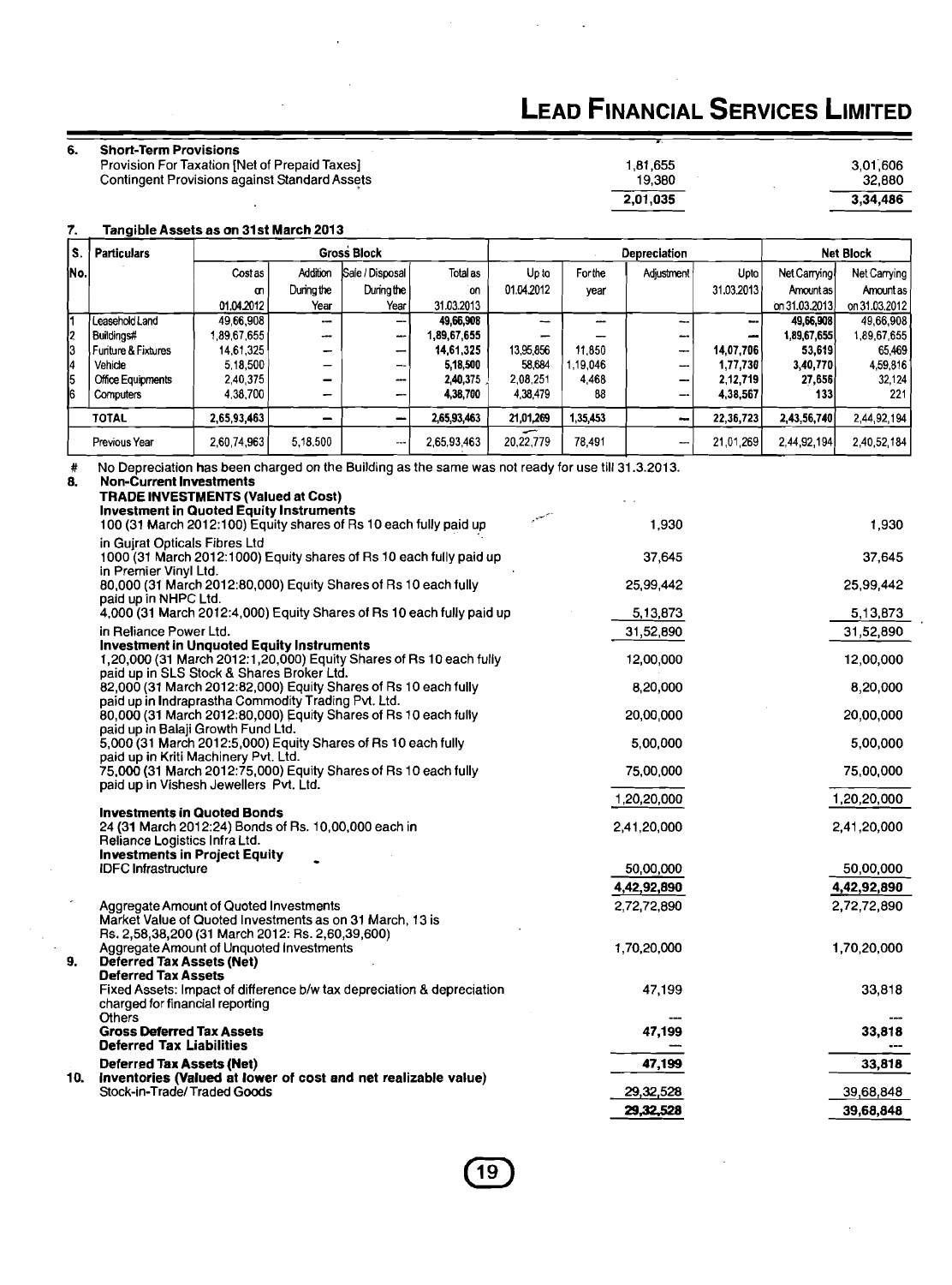## 6. Short-Term Provisions

| | | |
|---|---|---|
| Provision For Taxation [Net of Prepaid Taxes] | 1,81,655 | 3,01,606 |
| Contingent Provisions against Standard Assets | 19,380 | 32,880 |
| | 2,01,035 | 3,34,486 |

## 7. Tangible Assets as on 31st March 2013

| S. No. | Particulars | Gross Block | | | | Depreciation | | | | Net Block | |
|---|---|---|---|---|---|---|---|---|---|---|---|
| | | Cost as on 01.04.2012 | Addition During the Year | Sale / Disposal During the Year | Total as on 31.03.2013 | Up to 01.04.2012 | For the year | Adjustment | Upto 31.03.2013 | Net Carrying Amount as on 31.03.2013 | Net Carrying Amount as on 31.03.2012 |
| 1 | Leasehold Land | 49,66,908 | — | — | 49,66,908 | — | — | — | — | 49,66,908 | 49,66,908 |
| 2 | Buildings# | 1,89,67,655 | — | — | 1,89,67,655 | — | — | — | — | 1,89,67,655 | 1,89,67,655 |
| 3 | Furiture & Fixtures | 14,61,325 | — | — | 14,61,325 | 13,95,856 | 11,850 | — | 14,07,706 | 53,619 | 65,469 |
| 4 | Vehicle | 5,18,500 | — | — | 5,18,500 | 58,684 | 1,19,046 | — | 1,77,730 | 3,40,770 | 4,59,816 |
| 5 | Office Equipments | 2,40,375 | — | — | 2,40,375 | 2,08,251 | 4,468 | — | 2,12,719 | 27,656 | 32,124 |
| 6 | Computers | 4,38,700 | — | — | 4,38,700 | 4,38,479 | 88 | — | 4,38,567 | 133 | 221 |
| | TOTAL | 2,65,93,463 | — | — | 2,65,93,463 | 21,01,269 | 1,35,453 | — | 22,36,723 | 2,43,56,740 | 2,44,92,194 |
| | Previous Year | 2,60,74,963 | 5,18,500 | — | 2,65,93,463 | 20,22,779 | 78,491 | — | 21,01,269 | 2,44,92,194 | 2,40,52,184 |

\# No Depreciation has been charged on the Building as the same was not ready for use till 31.3.2013.

## 8. Non-Current Investments

**TRADE INVESTMENTS (Valued at Cost)**

| | | |
|---|---|---|
| **Investment in Quoted Equity Instruments** | | |
| 100 (31 March 2012:100) Equity shares of Rs 10 each fully paid up in Gujrat Opticals Fibres Ltd | 1,930 | 1,930 |
| 1000 (31 March 2012:1000) Equity shares of Rs 10 each fully paid up in Premier Vinyl Ltd. | 37,645 | 37,645 |
| 80,000 (31 March 2012:80,000) Equity Shares of Rs 10 each fully paid up in NHPC Ltd. | 25,99,442 | 25,99,442 |
| 4,000 (31 March 2012:4,000) Equity Shares of Rs 10 each fully paid up in Reliance Power Ltd. | 5,13,873 | 5,13,873 |
| | 31,52,890 | 31,52,890 |
| **Investment in Unquoted Equity Instruments** | | |
| 1,20,000 (31 March 2012:1,20,000) Equity Shares of Rs 10 each fully paid up in SLS Stock & Shares Broker Ltd. | 12,00,000 | 12,00,000 |
| 82,000 (31 March 2012:82,000) Equity Shares of Rs 10 each fully paid up in Indraprastha Commodity Trading Pvt. Ltd. | 8,20,000 | 8,20,000 |
| 80,000 (31 March 2012:80,000) Equity Shares of Rs 10 each fully paid up in Balaji Growth Fund Ltd. | 20,00,000 | 20,00,000 |
| 5,000 (31 March 2012:5,000) Equity Shares of Rs 10 each fully paid up in Kriti Machinery Pvt. Ltd. | 5,00,000 | 5,00,000 |
| 75,000 (31 March 2012:75,000) Equity Shares of Rs 10 each fully paid up in Vishesh Jewellers Pvt. Ltd. | 75,00,000 | 75,00,000 |
| | 1,20,20,000 | 1,20,20,000 |
| **Investments in Quoted Bonds** | | |
| 24 (31 March 2012:24) Bonds of Rs. 10,00,000 each in Reliance Logistics Infra Ltd. | 2,41,20,000 | 2,41,20,000 |
| **Investments in Project Equity** | | |
| IDFC Infrastructure | 50,00,000 | 50,00,000 |
| | 4,42,92,890 | 4,42,92,890 |
| Aggregate Amount of Quoted Investments | 2,72,72,890 | 2,72,72,890 |
| Market Value of Quoted Investments as on 31 March, 13 is Rs. 2,58,38,200 (31 March 2012: Rs. 2,60,39,600) | | |
| Aggregate Amount of Unquoted Investments | 1,70,20,000 | 1,70,20,000 |

## 9. Deferred Tax Assets (Net)

| | | |
|---|---|---|
| **Deferred Tax Assets** | | |
| Fixed Assets: Impact of difference b/w tax depreciation & depreciation charged for financial reporting | 47,199 | 33,818 |
| Others | — | — |
| **Gross Deferred Tax Assets** | **47,199** | **33,818** |
| **Deferred Tax Liabilities** | — | — |
| **Deferred Tax Assets (Net)** | **47,199** | **33,818** |

## 10. Inventories (Valued at lower of cost and net realizable value)

| | | |
|---|---|---|
| Stock-in-Trade/ Traded Goods | 29,32,528 | 39,68,848 |
| | **29,32,528** | **39,68,848** |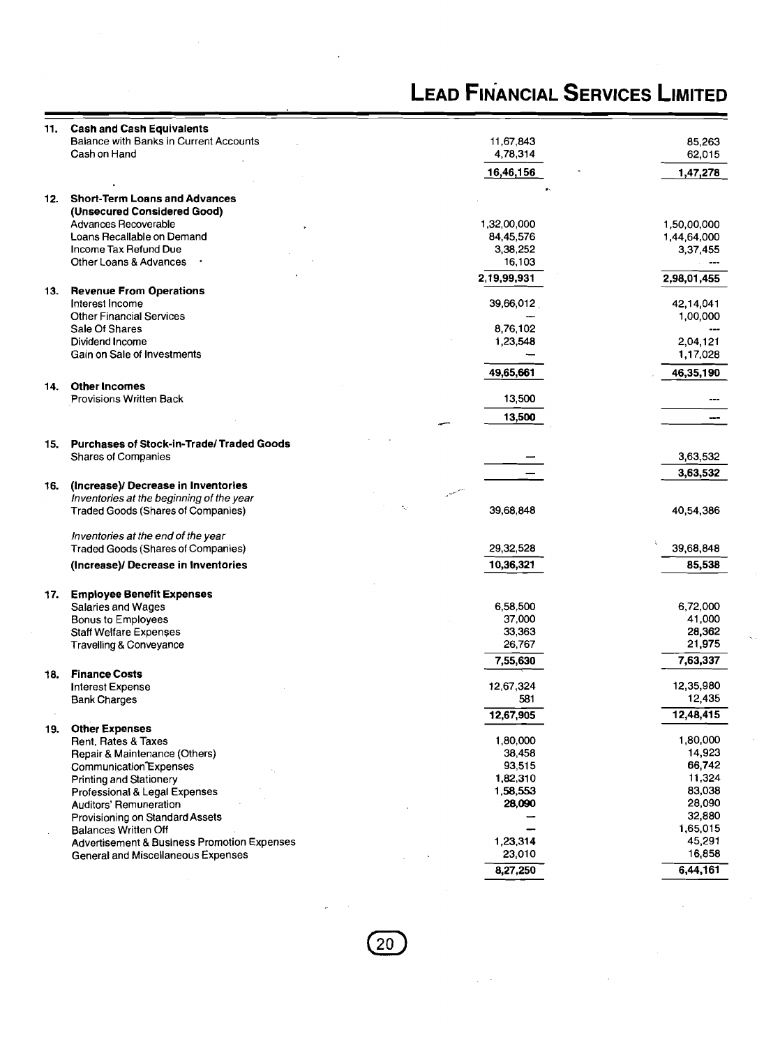| | | | |
|---|---|---|---|
| **11.** | **Cash and Cash Equivalents** | | |
| | Balance with Banks in Current Accounts | 11,67,843 | 85,263 |
| | Cash on Hand | 4,78,314 | 62,015 |
| | | **16,46,156** | **1,47,278** |
| **12.** | **Short-Term Loans and Advances (Unsecured Considered Good)** | | |
| | Advances Recoverable | 1,32,00,000 | 1,50,00,000 |
| | Loans Recallable on Demand | 84,45,576 | 1,44,64,000 |
| | Income Tax Refund Due | 3,38,252 | 3,37,455 |
| | Other Loans & Advances | 16,103 | --- |
| | | **2,19,99,931** | **2,98,01,455** |
| **13.** | **Revenue From Operations** | | |
| | Interest Income | 39,66,012 | 42,14,041 |
| | Other Financial Services | — | 1,00,000 |
| | Sale Of Shares | 8,76,102 | --- |
| | Dividend Income | 1,23,548 | 2,04,121 |
| | Gain on Sale of Investments | — | 1,17,028 |
| | | **49,65,661** | **46,35,190** |
| **14.** | **Other Incomes** | | |
| | Provisions Written Back | 13,500 | --- |
| | | **13,500** | **---** |
| **15.** | **Purchases of Stock-in-Trade/ Traded Goods** | | |
| | Shares of Companies | — | 3,63,532 |
| | | **—** | **3,63,532** |
| **16.** | **(Increase)/ Decrease in Inventories** | | |
| | *Inventories at the beginning of the year* | | |
| | Traded Goods (Shares of Companies) | 39,68,848 | 40,54,386 |
| | *Inventories at the end of the year* | | |
| | Traded Goods (Shares of Companies) | 29,32,528 | 39,68,848 |
| | **(Increase)/ Decrease in Inventories** | **10,36,321** | **85,538** |
| **17.** | **Employee Benefit Expenses** | | |
| | Salaries and Wages | 6,58,500 | 6,72,000 |
| | Bonus to Employees | 37,000 | 41,000 |
| | Staff Welfare Expenses | 33,363 | 28,362 |
| | Travelling & Conveyance | 26,767 | 21,975 |
| | | **7,55,630** | **7,63,337** |
| **18.** | **Finance Costs** | | |
| | Interest Expense | 12,67,324 | 12,35,980 |
| | Bank Charges | 581 | 12,435 |
| | | **12,67,905** | **12,48,415** |
| **19.** | **Other Expenses** | | |
| | Rent, Rates & Taxes | 1,80,000 | 1,80,000 |
| | Repair & Maintenance (Others) | 38,458 | 14,923 |
| | Communication Expenses | 93,515 | 66,742 |
| | Printing and Stationery | 1,82,310 | 11,324 |
| | Professional & Legal Expenses | 1,58,553 | 83,038 |
| | Auditors' Remuneration | 28,090 | 28,090 |
| | Provisioning on Standard Assets | — | 32,880 |
| | Balances Written Off | — | 1,65,015 |
| | Advertisement & Business Promotion Expenses | 1,23,314 | 45,291 |
| | General and Miscellaneous Expenses | 23,010 | 16,858 |
| | | **8,27,250** | **6,44,161** |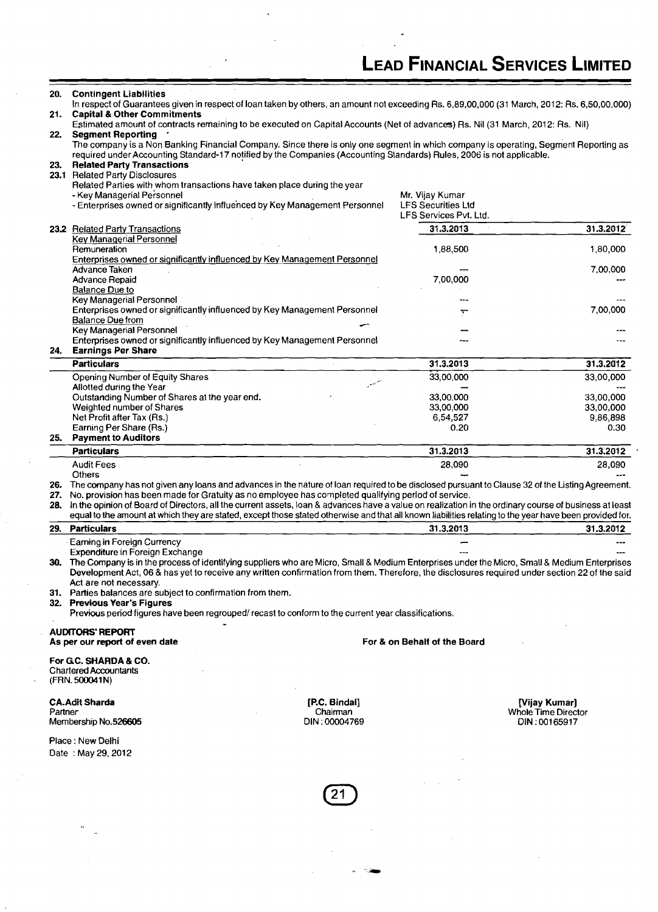**20. Contingent Liabilities**

In respect of Guarantees given in respect of loan taken by others, an amount not exceeding Rs. 6,89,00,000 (31 March, 2012: Rs. 6,50,00,000)

**21. Capital & Other Commitments**

Estimated amount of contracts remaining to be executed on Capital Accounts (Net of advances) Rs. Nil (31 March, 2012: Rs. Nil)

**22. Segment Reporting**

The company is a Non Banking Financial Company. Since there is only one segment in which company is operating, Segment Reporting as required under Accounting Standard-17 notified by the Companies (Accounting Standards) Rules, 2006 is not applicable.

**23. Related Party Transactions**

**23.1** Related Party Disclosures

Related Parties with whom transactions have taken place during the year

| | |
|---|---|
| - Key Managerial Personnel | Mr. Vijay Kumar |
| - Enterprises owned or significantly influenced by Key Management Personnel | LFS Securities Ltd<br>LFS Services Pvt. Ltd. |

| **23.2** Related Party Transactions | 31.3.2013 | 31.3.2012 |
|---|---|---|
| Key Managerial Personnel | | |
| Remuneration | 1,88,500 | 1,80,000 |
| Enterprises owned or significantly influenced by Key Management Personnel | | |
| Advance Taken | --- | 7,00,000 |
| Advance Repaid | 7,00,000 | --- |
| Balance Due to | | |
| Key Managerial Personnel | --- | --- |
| Enterprises owned or significantly influenced by Key Management Personnel | --- | 7,00,000 |
| Balance Due from | | |
| Key Managerial Personnel | — | --- |
| Enterprises owned or significantly influenced by Key Management Personnel | --- | --- |

**24. Earnings Per Share**

| Particulars | 31.3.2013 | 31.3.2012 |
|---|---|---|
| Opening Number of Equity Shares | 33,00,000 | 33,00,000 |
| Allotted during the Year | — | --- |
| Outstanding Number of Shares at the year end. | 33,00,000 | 33,00,000 |
| Weighted number of Shares | 33,00,000 | 33,00,000 |
| Net Profit after Tax (Rs.) | 6,54,527 | 9,86,898 |
| Earning Per Share (Rs.) | 0.20 | 0.30 |

**25. Payment to Auditors**

| Particulars | 31.3.2013 | 31.3.2012 |
|---|---|---|
| Audit Fees | 28,090 | 28,090 |
| Others | — | --- |

**26.** The company has not given any loans and advances in the nature of loan required to be disclosed pursuant to Clause 32 of the Listing Agreement.

**27.** No. provision has been made for Gratuity as no employee has completed qualifying period of service.

**28.** In the opinion of Board of Directors, all the current assets, loan & advances have a value on realization in the ordinary course of business at least equal to the amount at which they are stated, except those stated otherwise and that all known liabilities relating to the year have been provided for.

| **29.** Particulars | 31.3.2013 | 31.3.2012 |
|---|---|---|
| Earning in Foreign Currency | — | --- |
| Expenditure in Foreign Exchange | --- | --- |

**30.** The Company is in the process of identifying suppliers who are Micro, Small & Medium Enterprises under the Micro, Small & Medium Enterprises Development Act, 06 & has yet to receive any written confirmation from them. Therefore, the disclosures required under section 22 of the said Act are not necessary.

**31.** Parties balances are subject to confirmation from them.

**32. Previous Year's Figures**

Previous period figures have been regrouped/ recast to conform to the current year classifications.

**AUDITORS' REPORT**

**As per our report of even date**

**For & on Behalf of the Board**

**For G.C. SHARDA & CO.**
Chartered Accountants
(FRN. 500041N)

| | | |
|---|---|---|
| **CA.Adit Sharda** | **[P.C. Bindal]** | **[Vijay Kumar]** |
| Partner | Chairman | Whole Time Director |
| Membership No.526605 | DIN : 00004769 | DIN : 00165917 |

Place : New Delhi
Date : May 29, 2012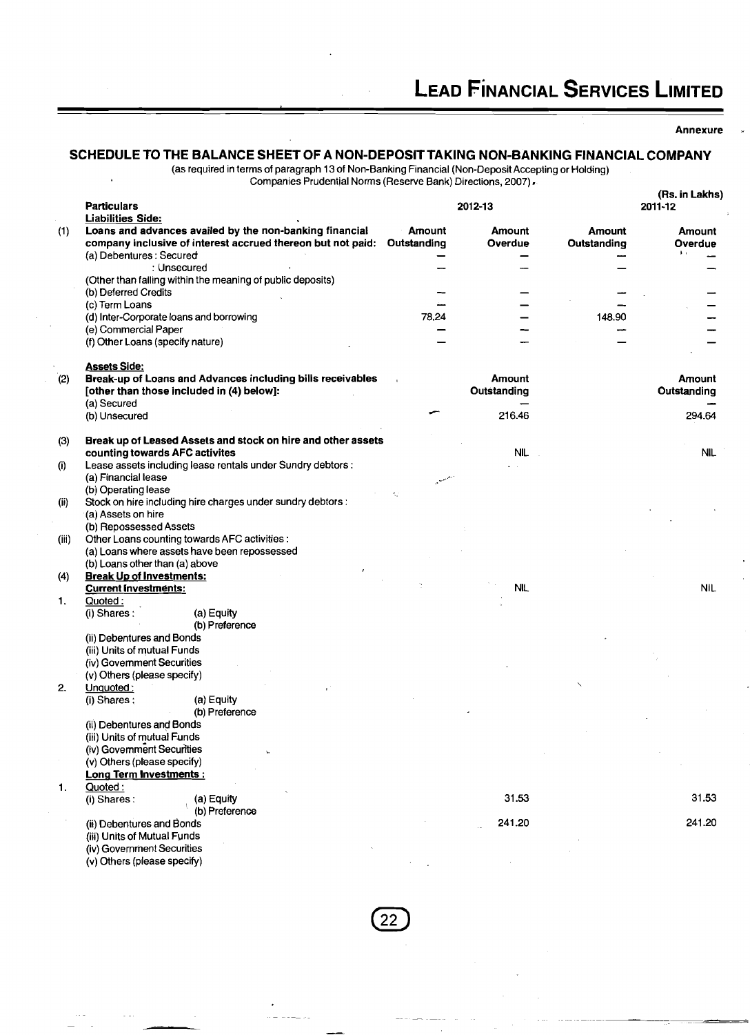Annexure

## SCHEDULE TO THE BALANCE SHEET OF A NON-DEPOSIT TAKING NON-BANKING FINANCIAL COMPANY

(as required in terms of paragraph 13 of Non-Banking Financial (Non-Deposit Accepting or Holding) Companies Prudential Norms (Reserve Bank) Directions, 2007).

(Rs. in Lakhs)

| | Particulars | 2012-13 | | 2011-12 | |
|---|---|---|---|---|---|
| | **Liabilities Side:** | | | | |
| (1) | **Loans and advances availed by the non-banking financial company inclusive of interest accrued thereon but not paid:** | **Amount Outstanding** | **Amount Overdue** | **Amount Outstanding** | **Amount Overdue** |
| | (a) Debentures : Secured | — | — | — | — |
| | : Unsecured | — | — | — | — |
| | (Other than falling within the meaning of public deposits) | | | | |
| | (b) Deferred Credits | — | — | — | — |
| | (c) Term Loans | — | — | — | — |
| | (d) Inter-Corporate loans and borrowing | 78.24 | — | 148.90 | — |
| | (e) Commercial Paper | — | — | — | — |
| | (f) Other Loans (specify nature) | — | — | — | — |
| | **Assets Side:** | | | | |
| (2) | **Break-up of Loans and Advances including bills receivables [other than those included in (4) below]:** | | **Amount Outstanding** | | **Amount Outstanding** |
| | (a) Secured | | — | | — |
| | (b) Unsecured | | 216.46 | | 294.64 |
| (3) | **Break up of Leased Assets and stock on hire and other assets counting towards AFC activites** | | NIL | | NIL |
| (i) | Lease assets including lease rentals under Sundry debtors : | | | | |
| | (a) Financial lease | | | | |
| | (b) Operating lease | | | | |
| (ii) | Stock on hire including hire charges under sundry debtors : | | | | |
| | (a) Assets on hire | | | | |
| | (b) Repossessed Assets | | | | |
| (iii) | Other Loans counting towards AFC activities : | | | | |
| | (a) Loans where assets have been repossessed | | | | |
| | (b) Loans other than (a) above | | | | |
| (4) | **Break Up of Investments:** | | | | |
| | **Current Investments:** | | NIL | | NIL |
| 1. | Quoted : | | | | |
| | (i) Shares : (a) Equity | | | | |
| | (b) Preference | | | | |
| | (ii) Debentures and Bonds | | | | |
| | (iii) Units of mutual Funds | | | | |
| | (iv) Government Securities | | | | |
| | (v) Others (please specify) | | | | |
| 2. | Unquoted : | | | | |
| | (i) Shares : (a) Equity | | | | |
| | (b) Preference | | | | |
| | (ii) Debentures and Bonds | | | | |
| | (iii) Units of mutual Funds | | | | |
| | (iv) Government Securities | | | | |
| | (v) Others (please specify) | | | | |
| | **Long Term Investments :** | | | | |
| 1. | Quoted : | | | | |
| | (i) Shares : (a) Equity | | 31.53 | | 31.53 |
| | (b) Preference | | | | |
| | (ii) Debentures and Bonds | | 241.20 | | 241.20 |
| | (iii) Units of Mutual Funds | | | | |
| | (iv) Government Securities | | | | |
| | (v) Others (please specify) | | | | |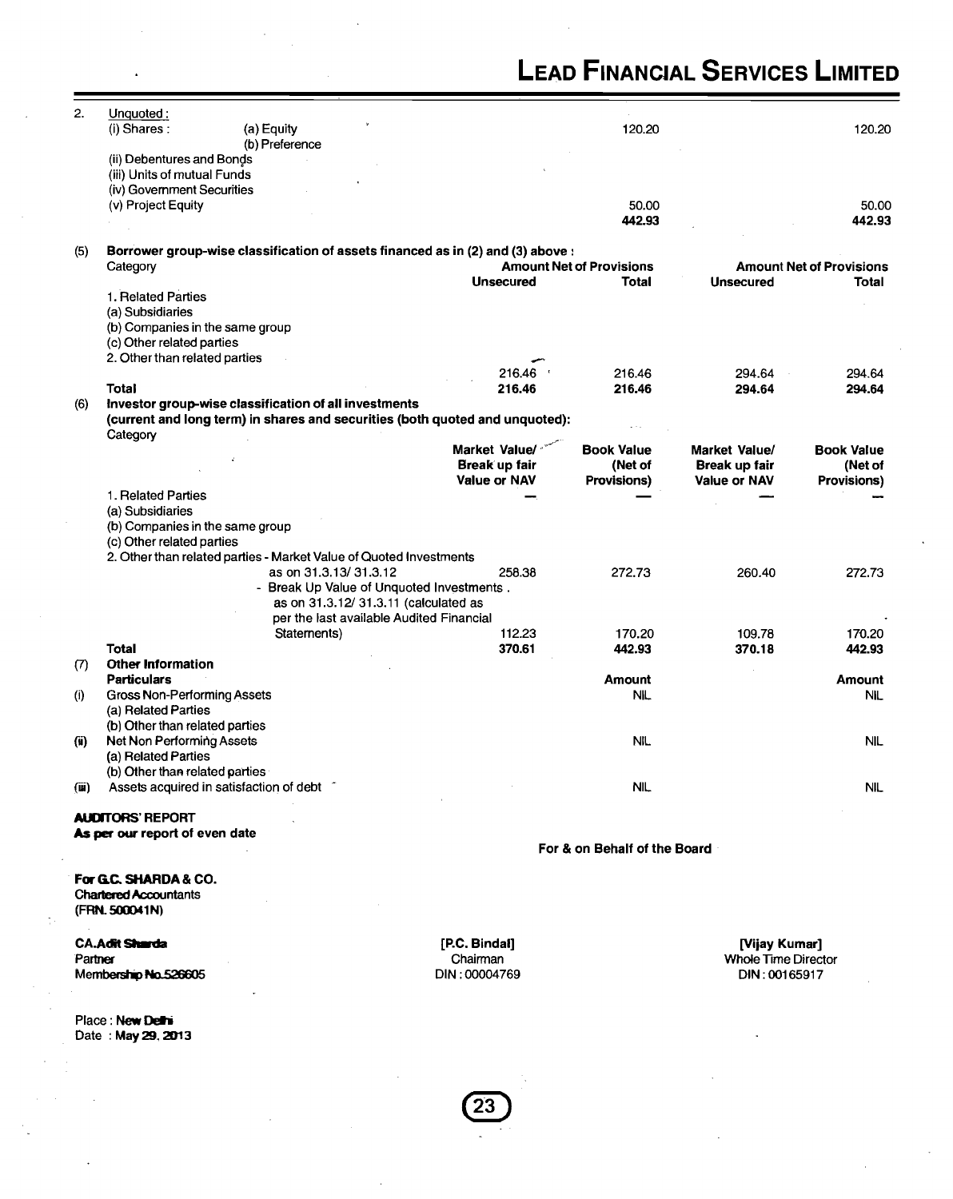| | | | |
|---|---|---|---|
| 2. Unquoted : | | | |
| (i) Shares : (a) Equity | 120.20 | | 120.20 |
| (b) Preference | | | |
| (ii) Debentures and Bonds | | | |
| (iii) Units of mutual Funds | | | |
| (iv) Government Securities | | | |
| (v) Project Equity | 50.00 | | 50.00 |
| | **442.93** | | **442.93** |

**(5) Borrower group-wise classification of assets financed as in (2) and (3) above :**

| Category | Amount Net of Provisions | | Amount Net of Provisions | |
|---|---|---|---|---|
| | **Unsecured** | **Total** | **Unsecured** | **Total** |
| 1. Related Parties | | | | |
| (a) Subsidiaries | | | | |
| (b) Companies in the same group | | | | |
| (c) Other related parties | | | | |
| 2. Other than related parties | 216.46 | 216.46 | 294.64 | 294.64 |
| **Total** | **216.46** | **216.46** | **294.64** | **294.64** |

**(6) Investor group-wise classification of all investments (current and long term) in shares and securities (both quoted and unquoted):**

| Category | Market Value/ Break up fair Value or NAV | Book Value (Net of Provisions) | Market Value/ Break up fair Value or NAV | Book Value (Net of Provisions) |
|---|---|---|---|---|
| 1. Related Parties | — | — | — | — |
| (a) Subsidiaries | | | | |
| (b) Companies in the same group | | | | |
| (c) Other related parties | | | | |
| 2. Other than related parties - Market Value of Quoted Investments as on 31.3.13/ 31.3.12 | 258.38 | 272.73 | 260.40 | 272.73 |
| - Break Up Value of Unquoted Investments . as on 31.3.12/ 31.3.11 (calculated as per the last available Audited Financial Statements) | 112.23 | 170.20 | 109.78 | 170.20 |
| **Total** | **370.61** | **442.93** | **370.18** | **442.93** |

**(7) Other Information**

| | **Particulars** | **Amount** | **Amount** |
|---|---|---|---|
| (i) | Gross Non-Performing Assets | NIL | NIL |
| | (a) Related Parties | | |
| | (b) Other than related parties | | |
| (ii) | Net Non Performing Assets | NIL | NIL |
| | (a) Related Parties | | |
| | (b) Other than related parties | | |
| (iii) | Assets acquired in satisfaction of debt | NIL | NIL |

**AUDITORS' REPORT**
**As per our report of even date**

**For & on Behalf of the Board**

**For G.C. SHARDA & CO.**
Chartered Accountants
(FRN. 500041N)

**CA.Adit Sharda**
Partner
Membership No.526605

**[P.C. Bindal]**
Chairman
DIN : 00004769

**[Vijay Kumar]**
Whole Time Director
DIN : 00165917

Place : **New Delhi**
Date : **May 29, 2013**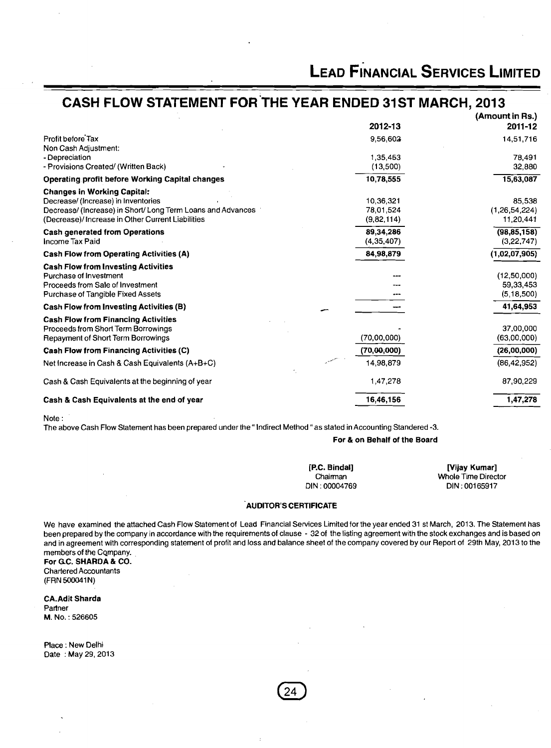# LEAD FINANCIAL SERVICES LIMITED

## CASH FLOW STATEMENT FOR THE YEAR ENDED 31ST MARCH, 2013

(Amount in Rs.)

| | 2012-13 | 2011-12 |
|---|---|---|
| Profit before Tax | 9,56,603 | 14,51,716 |
| Non Cash Adjustment: | | |
| - Depreciation | 1,35,453 | 78,491 |
| - Provisions Created/ (Written Back) | (13,500) | 32,880 |
| **Operating profit before Working Capital changes** | **10,78,555** | **15,63,087** |
| **Changes in Working Capital:** | | |
| Decrease/ (Increase) in Inventories | 10,36,321 | 85,538 |
| Decrease/ (Increase) in Short/ Long Term Loans and Advances | 78,01,524 | (1,26,54,224) |
| (Decrease)/ Increase in Other Current Liabilities | (9,82,114) | 11,20,441 |
| **Cash generated from Operations** | **89,34,286** | **(98,85,158)** |
| Income Tax Paid | (4,35,407) | (3,22,747) |
| **Cash Flow from Operating Activities (A)** | **84,98,879** | **(1,02,07,905)** |
| **Cash Flow from Investing Activities** | | |
| Purchase of Investment | --- | (12,50,000) |
| Proceeds from Sale of Investment | --- | 59,33,453 |
| Purchase of Tangible Fixed Assets | --- | (5,18,500) |
| **Cash Flow from Investing Activities (B)** | **---** | **41,64,953** |
| **Cash Flow from Financing Activities** | | |
| Proceeds from Short Term Borrowings | - | 37,00,000 |
| Repayment of Short Term Borrowings | (70,00,000) | (63,00,000) |
| **Cash Flow from Financing Activities (C)** | **(70,00,000)** | **(26,00,000)** |
| Net Increase in Cash & Cash Equivalents (A+B+C) | 14,98,879 | (86,42,952) |
| Cash & Cash Equivalents at the beginning of year | 1,47,278 | 87,90,229 |
| **Cash & Cash Equivalents at the end of year** | **16,46,156** | **1,47,278** |

Note :
The above Cash Flow Statement has been prepared under the " Indirect Method " as stated in Accounting Standered -3.

**For & on Behalf of the Board**

**[P.C. Bindal]**
Chairman
DIN : 00004769

**[Vijay Kumar]**
Whole Time Director
DIN : 00165917

**AUDITOR'S CERTIFICATE**

We have examined the attached Cash Flow Statement of Lead Financial Services Limited for the year ended 31 st March, 2013. The Statement has been prepared by the company in accordance with the requirements of clause - 32 of the listing agreement with the stock exchanges and is based on and in agreement with corresponding statement of profit and loss and balance sheet of the company covered by our Report of 29th May, 2013 to the members of the Company.

**For G.C. SHARDA & CO.**
Chartered Accountants
(FRN 500041N)

**CA.Adit Sharda**
Partner
**M.** No. : 526605

Place : New Delhi
Date : May 29, 2013